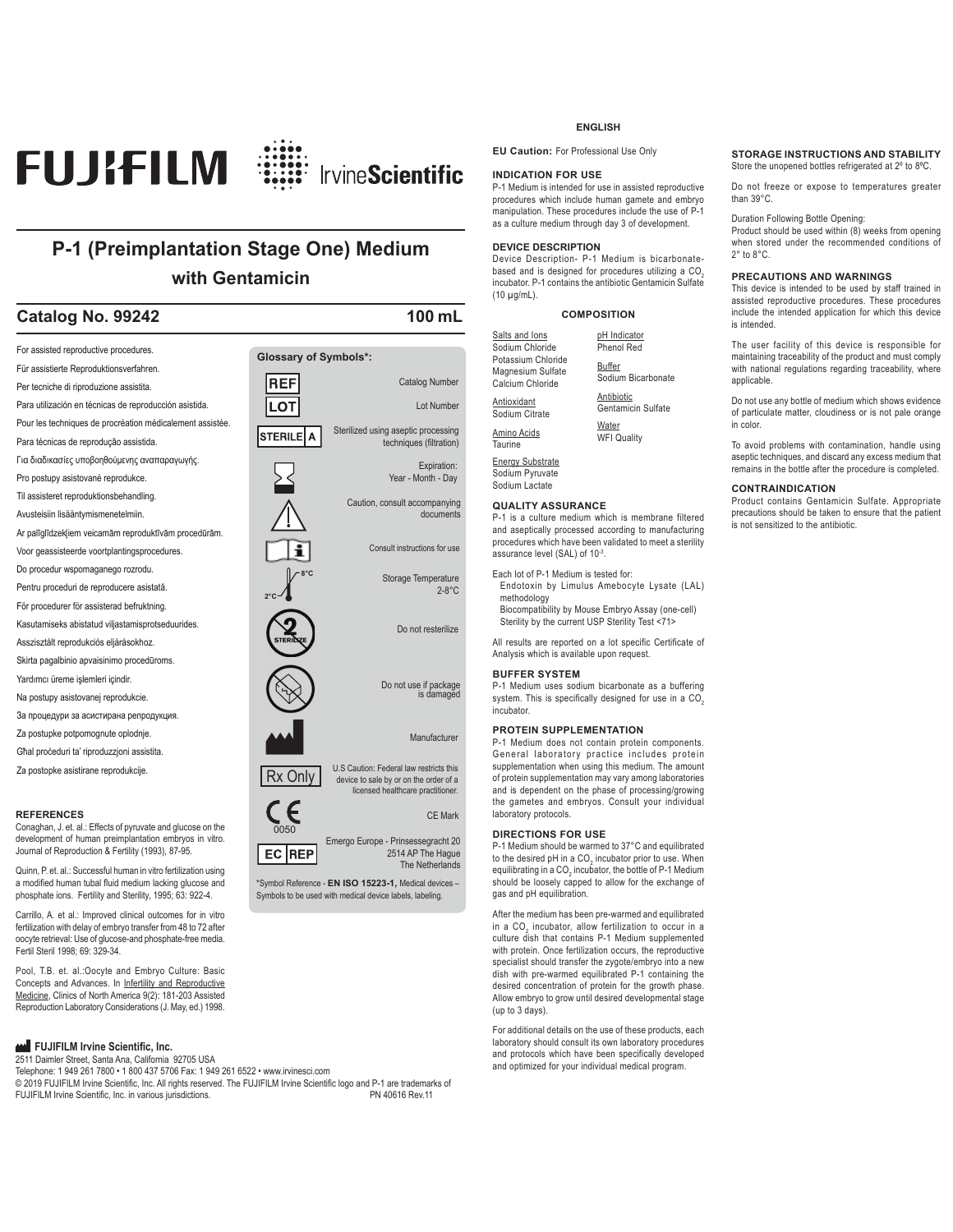FUJIFILM IrvineScientific

# P-1 (Preimplantation Stage One) Medium
## with Gentamicin

**Catalog No. 99242** **100 mL**

For assisted reproductive procedures.

Für assistierte Reproduktionsverfahren.

Per tecniche di riproduzione assistita.

Para utilización en técnicas de reproducción asistida.

Pour les techniques de procréation médicalement assistée.

Para técnicas de reprodução assistida.

Για διαδικασίες υποβοηθούμενης αναπαραγωγής.

Pro postupy asistované reprodukce.

Til assisteret reproduktionsbehandling.

Avusteisiin lisääntymismenetelmiin.

Ar palīglīdzekļiem veicamām reproduktīvām procedūrām.

Voor geassisteerde voortplantingsprocedures.

Do procedur wspomaganego rozrodu.

Pentru proceduri de reproducere asistată.

För procedurer för assisterad befruktning.

Kasutamiseks abistatud viljastamisprotseduurides.

Asszisztált reprodukciós eljárásokhoz.

Skirta pagalbinio apvaisinimo procedūroms.

Yardımcı üreme işlemleri içindir.

Na postupy asistovanej reprodukcie.

За процедури за асистирана репродукция.

Za postupke potpomognute oplodnje.

Għal proċeduri ta' riproduzzjoni assistita.

Za postopke asistirane reprodukcije.

**Glossary of Symbols*:**

| Symbol | Meaning |
|---|---|
| REF | Catalog Number |
| LOT | Lot Number |
| STERILE A | Sterilized using aseptic processing techniques (filtration) |
| (hourglass) | Expiration: Year - Month - Day |
| (warning triangle) | Caution, consult accompanying documents |
| (book) | Consult instructions for use |
| 2°C – 8°C | Storage Temperature 2-8°C |
| STERILIZE (crossed) | Do not resterilize |
| (damaged package crossed) | Do not use if package is damaged |
| (factory) | Manufacturer |
| Rx Only | U.S Caution: Federal law restricts this device to sale by or on the order of a licensed healthcare practitioner. |
| CE 0050 | CE Mark |
| EC REP | Emergo Europe - Prinsessegracht 20 2514 AP The Hague The Netherlands |

*Symbol Reference - **EN ISO 15223-1,** Medical devices – Symbols to be used with medical device labels, labeling.

### REFERENCES

Conaghan, J. et. al.: Effects of pyruvate and glucose on the development of human preimplantation embryos in vitro. Journal of Reproduction & Fertility (1993), 87-95.

Quinn, P. et. al.: Successful human in vitro fertilization using a modified human tubal fluid medium lacking glucose and phosphate ions. Fertility and Sterility, 1995; 63: 922-4.

Carrillo, A. et al.: Improved clinical outcomes for in vitro fertilization with delay of embryo transfer from 48 to 72 after oocyte retrieval: Use of glucose-and phosphate-free media. Fertil Steril 1998; 69: 329-34.

Pool, T.B. et. al.:Oocyte and Embryo Culture: Basic Concepts and Advances. In Infertility and Reproductive Medicine, Clinics of North America 9(2): 181-203 Assisted Reproduction Laboratory Considerations (J. May, ed.) 1998.

**FUJIFILM Irvine Scientific, Inc.**
2511 Daimler Street, Santa Ana, California 92705 USA
Telephone: 1 949 261 7800 • 1 800 437 5706 Fax: 1 949 261 6522 • www.irvinesci.com
© 2019 FUJIFILM Irvine Scientific, Inc. All rights reserved. The FUJIFILM Irvine Scientific logo and P-1 are trademarks of FUJIFILM Irvine Scientific, Inc. in various jurisdictions. PN 40616 Rev.11

## ENGLISH

**EU Caution:** For Professional Use Only

### INDICATION FOR USE

P-1 Medium is intended for use in assisted reproductive procedures which include human gamete and embryo manipulation. These procedures include the use of P-1 as a culture medium through day 3 of development.

### DEVICE DESCRIPTION

Device Description- P-1 Medium is bicarbonate-based and is designed for procedures utilizing a $CO_2$ incubator. P-1 contains the antibiotic Gentamicin Sulfate (10 µg/mL).

### COMPOSITION

Salts and Ions
Sodium Chloride
Potassium Chloride
Magnesium Sulfate
Calcium Chloride

Antioxidant
Sodium Citrate

Amino Acids
Taurine

Energy Substrate
Sodium Pyruvate
Sodium Lactate

pH Indicator
Phenol Red

Buffer
Sodium Bicarbonate

Antibiotic
Gentamicin Sulfate

Water
WFI Quality

### QUALITY ASSURANCE

P-1 is a culture medium which is membrane filtered and aseptically processed according to manufacturing procedures which have been validated to meet a sterility assurance level (SAL) of $10^{-3}$.

Each lot of P-1 Medium is tested for:
- Endotoxin by Limulus Amebocyte Lysate (LAL) methodology
- Biocompatibility by Mouse Embryo Assay (one-cell)
- Sterility by the current USP Sterility Test <71>

All results are reported on a lot specific Certificate of Analysis which is available upon request.

### BUFFER SYSTEM

P-1 Medium uses sodium bicarbonate as a buffering system. This is specifically designed for use in a $CO_2$ incubator.

### PROTEIN SUPPLEMENTATION

P-1 Medium does not contain protein components. General laboratory practice includes protein supplementation when using this medium. The amount of protein supplementation may vary among laboratories and is dependent on the phase of processing/growing the gametes and embryos. Consult your individual laboratory protocols.

### DIRECTIONS FOR USE

P-1 Medium should be warmed to 37°C and equilibrated to the desired pH in a $CO_2$ incubator prior to use. When equilibrating in a $CO_2$ incubator, the bottle of P-1 Medium should be loosely capped to allow for the exchange of gas and pH equilibration.

After the medium has been pre-warmed and equilibrated in a $CO_2$ incubator, allow fertilization to occur in a culture dish that contains P-1 Medium supplemented with protein. Once fertilization occurs, the reproductive specialist should transfer the zygote/embryo into a new dish with pre-warmed equilibrated P-1 containing the desired concentration of protein for the growth phase. Allow embryo to grow until desired developmental stage (up to 3 days).

For additional details on the use of these products, each laboratory should consult its own laboratory procedures and protocols which have been specifically developed and optimized for your individual medical program.

### STORAGE INSTRUCTIONS AND STABILITY

Store the unopened bottles refrigerated at 2º to 8ºC.

Do not freeze or expose to temperatures greater than 39°C.

Duration Following Bottle Opening:
Product should be used within (8) weeks from opening when stored under the recommended conditions of 2° to 8°C.

### PRECAUTIONS AND WARNINGS

This device is intended to be used by staff trained in assisted reproductive procedures. These procedures include the intended application for which this device is intended.

The user facility of this device is responsible for maintaining traceability of the product and must comply with national regulations regarding traceability, where applicable.

Do not use any bottle of medium which shows evidence of particulate matter, cloudiness or is not pale orange in color.

To avoid problems with contamination, handle using aseptic techniques, and discard any excess medium that remains in the bottle after the procedure is completed.

### CONTRAINDICATION

Product contains Gentamicin Sulfate. Appropriate precautions should be taken to ensure that the patient is not sensitized to the antibiotic.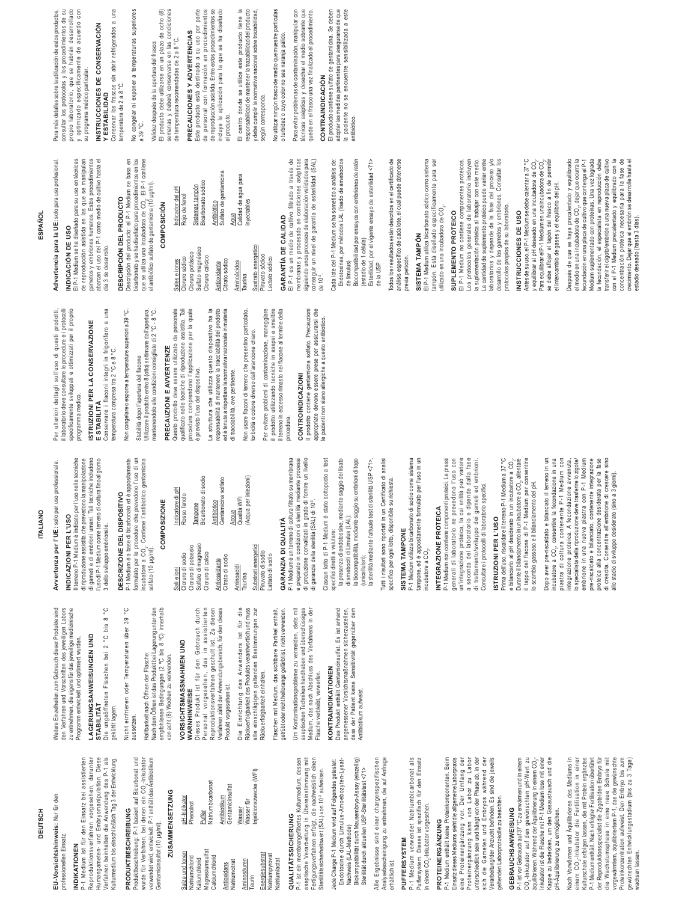# DEUTSCH

**EU-Vorsichtshinweis:** Nur für den professionellen Einsatz.

## INDIKATIONEN

P-1 Medium ist für den Einsatz bei assistierten Reproduktionsverfahren vorgesehen, darunter Humangameten- und Embryomanipulation. Diese Verfahren beinhalten die Anwendung des P-1 als Kulturmedium bis einschließlich Tag 3 der Entwicklung.

## PRODUKTBESCHREIBUNG

Produktbeschreibung: P-1 basiert auf Bicarbonat und wurde für Verfahren, bei denen ein $CO_2$-Inkubator verwendet wird, entwickelt. P-1 enthält das Antibiotikum Gentamicinsulfat (10 µg/ml).

### ZUSAMMENSETZUNG

| Salze und Ionen | pH-Indikator |
|---|---|
| Natriumchlorid | Phenolrot |
| Kaliumchlorid | Puffer |
| Magnesiumsulfat | Natriumbicarbonat |
| Calciumchlorid | Antibiotikum |
| Antioxidans | Gentamicinsulfat |
| Natriumcitrat | |
| Aminosäuren | Wasser |
| Taurin | Wasser für Injektionszwecke (WFI) |
| Energiesubstrat | |
| Natriumpyruvat | |
| Natriumlactat | |

## QUALITÄTSSICHERUNG

P-1 ist ein membrangefiltertes Kulturmedium, dessen aseptische Verarbeitung in Übereinstimmung mit Fertigungsverfahren erfolgt, die nachweislich einen Sterilitätssicherheitswert (SAL) von $10^{-3}$ aufweisen.

Jede Charge P-1 Medium wird auf Folgendes getestet:
- Endotoxine durch Limulus-Amoebozyten-Lysat-Nachweis (LAL-Methode)
- Biokompatibilität durch Mausembryo-Assay (einzellig)
- Sterilität durch aktuellen USP-Sterilitätstest <71>

Alle Ergebnisse sind einer chargenspezifischen Analysebescheinigung zu entnehmen, die auf Anfrage erhältlich ist.

## PUFFERSYSTEM

P-1 Medium verwendet Natriumbicarbonat als Puffersystem. Dieses ist spezifisch für den Einsatz in einem $CO_2$-Inkubator vorgesehen.

## PROTEINERGÄNZUNG

P-1 Medium enthält keine Proteinkomponenten. Beim Einsatz dieses Mediums sehen die allgemeinen Laborprotokolle eine Proteinergänzung vor. Der Umfang der Proteinergänzung kann von Labor zu Labor unterschiedlich sein und hängt von der Phase ab, in der sich die Gameten und Embryos während der Verarbeitung/der Anzucht befinden. Es sind die jeweils geltenden Laborprotokolle zu beachten.

## GEBRAUCHSANWEISUNG

P-1 ist vor Gebrauch auf 37 °C zu erwärmen und in einem $CO_2$-Inkubator auf den gewünschten pH-Wert zu äquilibrieren. Während der Äquilibrierung in einem $CO_2$-Inkubator ist die Flasche mit P-1 Medium lose mit einer Kappe zu bedecken, um den Gasaustausch und die pH-Äquilibrierung zu ermöglichen.

Nach Vorwärmen und Äquilibrieren des Mediums in einem $CO_2$-Inkubator die Fertilisation in einer Kulturschale erfolgen lassen, die mit Protein ergänztes P-1 Medium enthält. Nach erfolgter Fertilisation überführt der Reproduktionsspezialist die Zygote/den Embryo für die Wachstumsphase in eine neue Schale mit vorgewärmtem, äquilibriertem P-1, das die gewünschte Proteinkonzentration aufweist. Den Embryo bis zum gewünschten Entwicklungsstadium (bis zu 3 Tage) wachsen lassen.

Weitere Einzelheiten zum Gebrauch dieser Produkte sind den Verfahren und Vorschriften des jeweiligen Labors zu entnehmen, die eigens für das jeweilige medizinische Programm entwickelt und optimiert wurden.

## LAGERUNGSANWEISUNGEN UND STABILITÄT

Die ungeöffneten Flaschen bei 2 °C bis 8 °C gekühlt lagern.

Nicht einfrieren oder Temperaturen über 39 °C aussetzen.

Haltbarkeit nach Öffnen der Flasche:
Nach dem Öffnen ist das Produkt bei Lagerung unter den empfohlenen Bedingungen (2 °C bis 8 °C) innerhalb von acht (8) Wochen zu verwenden.

## VORSICHTSMASSNAHMEN UND WARNHINWEISE

Dieses Produkt ist für den Gebrauch durch Personal vorgesehen, das in assistierten Reproduktionsverfahren geschult ist. Zu diesen Verfahren zählt der Anwendungsbereich, für den dieses Produkt vorgesehen ist.

Die Einrichtung des Anwenders ist für die Rückverfolgbarkeit des Produkts verantwortlich und muss alle einschlägigen geltenden Bestimmungen zur Rückverfolgbarkeit einhalten.

Flaschen mit Medium, das sichtbare Partikel enthält, getrübt oder nicht hellorange gefärbt ist, nicht verwenden.

Um Kontaminationsprobleme zu vermeiden, stets mit aseptischen Techniken handhaben und überschüssiges Medium, das nach Abschluss des Verfahrens in der Flasche verbleibt, verwerfen.

## KONTRAINDIKATIONEN

Das Produkt enthält Gentamicinsulfat. Es ist anhand angemessener Vorsichtsmaßnahmen sicherzustellen, dass der Patient keine Sensitivität gegenüber dem Antibiotikum aufweist.

# ITALIANO

**Avvertenza per l'UE:** solo per uso professionale.

## INDICAZIONI PER L'USO

Il terreno P-1 Medium è indicato per l'uso nelle tecniche di riproduzione assistita che prevedono la manipolazione di gameti e di embrioni umani. Tali tecniche includono l'uso di P-1 Medium come terreno di coltura fino al giorno 3 dello sviluppo embrionale.

## DESCRIZIONE DEL DISPOSITIVO

P-1 Medium è a base di bicarbonato ed è appositamente formulato per le procedure che prevedono l'uso di incubatore a $CO_2$. Contiene l'antibiotico gentamicina solfato (10 µg/ml).

### COMPOSIZIONE

| Sali e ioni | Indicatore di pH |
|---|---|
| Cloruro di sodio | Rosso fenolo |
| Cloruro di potassio | Tampone |
| Solfato di magnesio | Bicarbonato di sodio |
| Cloruro di calcio | Antibiotico |
| Antiossidante | Gentamicina solfato |
| Citrato di sodio | |
| Aminoacidi | Acqua |
| Taurina | Qualità WFI (Acqua per iniezioni) |
| Substrati energetici | |
| Piruvato di sodio | |
| Lattato di sodio | |

## GARANZIA DI QUALITÀ

P-1 Medium è un terreno di coltura filtrato su membrana e preparato in condizioni di sterilità mediante processi di produzione convalidati in grado di fornire un livello di garanzia della sterilità (SAL) di $10^{-3}$.

Ciascun lotto di P-1 Medium è stato sottoposto a test specifici diretti a valutare:
- la presenza di endotossine, mediante saggio del lisato di amebociti di Limulus (LAL);
- la biocompatibilità, mediante saggio su embrioni di topo (unicellulari);
- la sterilità mediante l'attuale test di sterilità USP <71>.

Tutti i risultati sono riportati in un Certificato di analisi specifico per ogni lotto, disponibile su richiesta.

## SISTEMA TAMPONE

P-1 Medium utilizza bicarbonato di sodio come sistema tampone, ed è appositamente formulato per l'uso in un incubatore a $CO_2$.

## INTEGRAZIONE PROTEICA

P-1 Medium non contiene componenti proteici. Le prassi generali di laboratorio prevedono l'uso con un'integrazione proteica, la cui entità può variare a seconda del laboratorio e dipende dalla fase di trattamento/sviluppo dei gameti ed embrioni. Consultare i protocolli di laboratorio specifici.

## ISTRUZIONI PER L'USO

Prima dell'uso, riscaldare il terreno P-1 Medium a 37 °C e bilanciarlo al pH desiderato in un incubatore a $CO_2$. Durante il bilanciamento in un incubatore a $CO_2$, allentare il tappo del flacone di P-1 Medium per consentire lo scambio gassoso e il bilanciamento del pH.

Dopo aver pre-riscaldato e bilanciato il terreno in un incubatore a $CO_2$, consentire la fecondazione in una piastra di coltura contenente P-1 Medium con integrazione proteica. A fecondazione avvenuta, lo specialista della riproduzione deve trasferire lo zigote/embrione in una nuova piastra con P-1 Medium pre-riscaldato e bilanciato, contenente integrazione proteica alla concentrazione desiderata per la fase di crescita. Consentire all'embrione di crescere sino allo stadio di sviluppo desiderato (sino a 3 giorni).

Per ulteriori dettagli sull'uso di questi prodotti, il laboratorio deve consultare le procedure e i protocolli specificamente sviluppati e ottimizzati per il proprio programma medico.

## ISTRUZIONI PER LA CONSERVAZIONE E STABILITÀ

Conservare i flaconi integri in frigorifero a una temperatura compresa tra 2 °C e 8 °C.

Non congelare o esporre a temperature superiori a 39 °C.

Stabilità dopo l'apertura del flacone:
Utilizzare il prodotto entro 8 (otto) settimane dall'apertura, mantenendolo alle condizioni consigliate di 2 °C - 8 °C.

## PRECAUZIONI E AVVERTENZE

Questo prodotto deve essere utilizzato da personale qualificato nelle tecniche di riproduzione assistita. Tali procedure comprendono l'applicazione per la quale è previsto l'uso del dispositivo.

La struttura che utilizza questo dispositivo ha la responsabilità di mantenere la tracciabilità del prodotto ed è tenuta a rispettare la normativa nazionale in materia di tracciabilità, ove pertinente.

Non usare flaconi di terreno che presentino particolato, torbidità o colore diverso dall'arancione chiaro.

Per evitare problemi di contaminazione, maneggiare il prodotto utilizzando tecniche in asepsi e smaltire il terreno in eccesso rimasto nel flacone al termine della procedura.

## CONTROINDICAZIONI

Il prodotto contiene gentamicina solfato. Precauzioni appropriate devono essere prese per assicurarsi che le pazienti non siano allergiche a questo antibiotico.

# ESPAÑOL

**Advertencia para la UE:** solo para uso profesional.

## INDICACIÓN DE USO

El P-1 Medium se ha diseñado para su uso en técnicas de reproducción asistida en las que se manipulan gametos y embriones humanos. Estos procedimientos abarcan el uso del P-1 como medio de cultivo hasta el día 3 de desarrollo.

## DESCRIPCIÓN DEL PRODUCTO

Descripción del producto: el P-1 Medium se basa en bicarbonato y se ha diseñado para procedimientos en los que se utiliza una incubadora de $CO_2$. El P-1 contiene el antibiótico sulfato de gentamicina (10 µg/ml).

### COMPOSICIÓN

| Sales e iones | Indicador del pH |
|---|---|
| Cloruro sódico | Rojo de fenol |
| Cloruro potásico | Sistemas tampón |
| Sulfato magnésico | Bicarbonato sódico |
| Cloruro cálcico | Antibiótico |
| Antioxidante | Sulfato de gentamicina |
| Citrato sódico | |
| Aminoácidos | Agua |
| Taurina | Calidad de agua para inyectables |
| Sustrato energético | |
| Piruvato sódico | |
| Lactato sódico | |

## GARANTÍA DE CALIDAD

El P-1 es un medio de cultivo filtrado a través de membranas y procesado en condiciones asépticas siguiendo unos procesos de elaboración validados para conseguir un nivel de garantía de esterilidad (SAL) de $10^{-3}$.

Cada lote del P-1 Medium se ha sometido a análisis de:
- Endotoxinas, por métodos LAL (lisado de amebocitos de limulus)
- Biocompatibilidad por ensayos con embriones de ratón (estadio de 1 célula)
- Esterilidad, por el vigente ensayo de esterilidad <71> de la USP

Todos los resultados están descritos en el certificado de análisis específico de cada lote, el cual puede obtenerse previa petición.

## SISTEMA TAMPÓN

El P-1 Medium utiliza bicarbonato sódico como sistema tampón. Está diseñado específicamente para ser utilizado en una incubadora de $CO_2$.

## SUPLEMENTO PROTEICO

El P-1 Medium no contiene componentes proteicos. Los protocolos generales de laboratorio incluyen la suplementación proteica al trabajar con este medio. La cantidad de suplemento proteico puede variar entre laboratorios y depende de la fase del proceso y/o desarrollo de los gametos y embriones. Consultar los protocolos propios de su laboratorio.

## INSTRUCCIONES DE USO

Antes de su uso, el P-1 Medium se debe calentar a 37 °C y equilibrar al pH deseado en una incubadora de $CO_2$. Para equilibrar el P-1 Medium en una incubadora de $CO_2$, se debe aflojar el tapón del frasco a fin de permitir el intercambio de gases y el equilibrio del pH.

Después de que se haya precalentado y equilibrado el medio en una incubadora de $CO_2$, dejar que ocurra la fecundación en una placa de cultivo que contenga el P-1 Medium suplementado con proteínas. Una vez lograda la fecundación, el especialista en reproducción debe transferir el cigoto/embrión a una nueva placa de cultivo con el P-1 Medium precalentado y equilibrado con la concentración proteica necesaria para la fase de crecimiento. Dejar que el embrión se desarrolle hasta el estadio deseado (hasta 3 días).

Para más detalles sobre la utilización de estos productos, consultar los protocolos y los procedimientos de su propio laboratorio, que se habrán desarrollado y optimizado específicamente de acuerdo con su programa médico particular.

## INSTRUCCIONES DE CONSERVACIÓN Y ESTABILIDAD

Conservar los frascos sin abrir refrigerados a una temperatura de 2 a 8 °C.

No congelar ni exponer a temperaturas superiores a 39 °C.

Validez después de la apertura del frasco:
El producto debe utilizarse en un plazo de ocho (8) semanas y deberá conservarse en las condiciones de temperatura recomendadas de 2 a 8 °C.

## PRECAUCIONES Y ADVERTENCIAS

Este producto está destinado a su uso por parte de personal con formación en procedimientos de reproducción asistida. Entre estos procedimientos se incluye la aplicación para la que se ha diseñado el producto.

El centro donde se utilice este producto tiene la responsabilidad de mantener la trazabilidad del producto y debe cumplir la normativa nacional sobre trazabilidad, según corresponda.

No utilizar ningún frasco de medio que muestre partículas o turbidez o cuyo color no sea naranja pálido.

Para evitar problemas de contaminación, manipular con técnicas asépticas y desechar el medio sobrante que quede en el frasco una vez finalizado el procedimiento.

## CONTRAINDICACIÓN

El producto contiene sulfato de gentamicina. Se deben adoptar las medidas pertinentes para asegurarse de que la paciente no se encuentre sensibilizada a este antibiótico.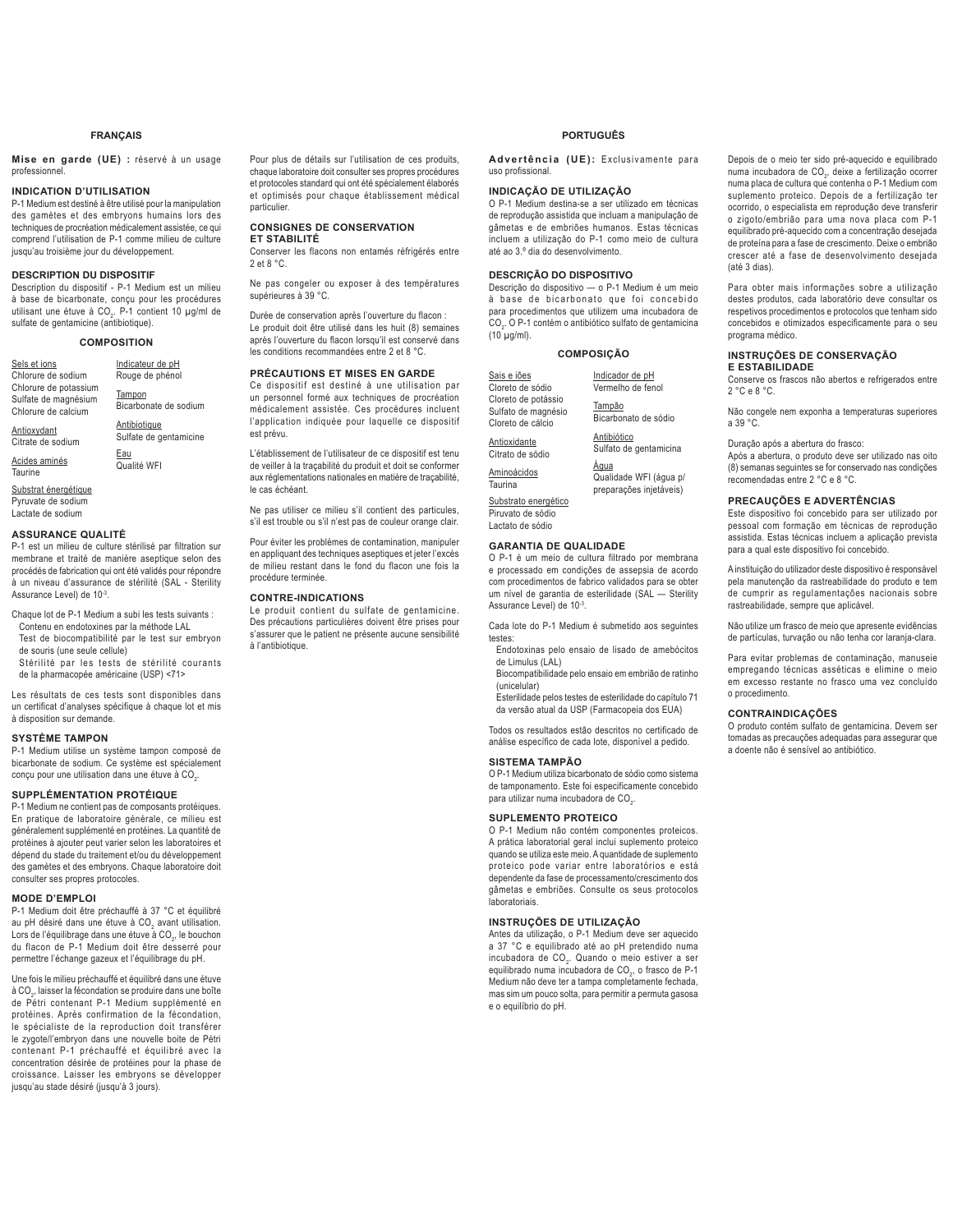## FRANÇAIS

**Mise en garde (UE) :** réservé à un usage professionnel.

### INDICATION D'UTILISATION

P-1 Medium est destiné à être utilisé pour la manipulation des gamètes et des embryons humains lors des techniques de procréation médicalement assistée, ce qui comprend l'utilisation de P-1 comme milieu de culture jusqu'au troisième jour du développement.

### DESCRIPTION DU DISPOSITIF

Description du dispositif - P-1 Medium est un milieu à base de bicarbonate, conçu pour les procédures utilisant une étuve à $CO_2$. P-1 contient 10 µg/ml de sulfate de gentamicine (antibiotique).

### COMPOSITION

| | |
|---|---|
| Sels et ions<br>Chlorure de sodium<br>Chlorure de potassium<br>Sulfate de magnésium<br>Chlorure de calcium | Indicateur de pH<br>Rouge de phénol |
| | Tampon<br>Bicarbonate de sodium |
| Antioxydant<br>Citrate de sodium | Antibiotique<br>Sulfate de gentamicine |
| Acides aminés<br>Taurine | Eau<br>Qualité WFI |
| Substrat énergétique<br>Pyruvate de sodium<br>Lactate de sodium | |

### ASSURANCE QUALITÉ

P-1 est un milieu de culture stérilisé par filtration sur membrane et traité de manière aseptique selon des procédés de fabrication qui ont été validés pour répondre à un niveau d'assurance de stérilité (SAL - Sterility Assurance Level) de $10^{-3}$.

Chaque lot de P-1 Medium a subi les tests suivants :
- Contenu en endotoxines par la méthode LAL
- Test de biocompatibilité par le test sur embryon de souris (une seule cellule)
- Stérilité par les tests de stérilité courants de la pharmacopée américaine (USP) <71>

Les résultats de ces tests sont disponibles dans un certificat d'analyses spécifique à chaque lot et mis à disposition sur demande.

### SYSTÈME TAMPON

P-1 Medium utilise un système tampon composé de bicarbonate de sodium. Ce système est spécialement conçu pour une utilisation dans une étuve à $CO_2$.

### SUPPLÉMENTATION PROTÉIQUE

P-1 Medium ne contient pas de composants protéiques. En pratique de laboratoire générale, ce milieu est généralement supplémenté en protéines. La quantité de protéines à ajouter peut varier selon les laboratoires et dépend du stade du traitement et/ou du développement des gamètes et des embryons. Chaque laboratoire doit consulter ses propres protocoles.

### MODE D'EMPLOI

P-1 Medium doit être préchauffé à 37 °C et équilibré au pH désiré dans une étuve à $CO_2$ avant utilisation. Lors de l'équilibrage dans une étuve à $CO_2$, le bouchon du flacon de P-1 Medium doit être desserré pour permettre l'échange gazeux et l'équilibrage du pH.

Une fois le milieu préchauffé et équilibré dans une étuve à $CO_2$, laisser la fécondation se produire dans une boîte de Pétri contenant P-1 Medium supplémenté en protéines. Après confirmation de la fécondation, le spécialiste de la reproduction doit transférer le zygote/l'embryon dans une nouvelle boite de Pétri contenant P-1 préchauffé et équilibré avec la concentration désirée de protéines pour la phase de croissance. Laisser les embryons se développer jusqu'au stade désiré (jusqu'à 3 jours).

Pour plus de détails sur l'utilisation de ces produits, chaque laboratoire doit consulter ses propres procédures et protocoles standard qui ont été spécialement élaborés et optimisés pour chaque établissement médical particulier.

### CONSIGNES DE CONSERVATION ET STABILITÉ

Conserver les flacons non entamés réfrigérés entre 2 et 8 °C.

Ne pas congeler ou exposer à des températures supérieures à 39 °C.

Durée de conservation après l'ouverture du flacon :
Le produit doit être utilisé dans les huit (8) semaines après l'ouverture du flacon lorsqu'il est conservé dans les conditions recommandées entre 2 et 8 °C.

### PRÉCAUTIONS ET MISES EN GARDE

Ce dispositif est destiné à une utilisation par un personnel formé aux techniques de procréation médicalement assistée. Ces procédures incluent l'application indiquée pour laquelle ce dispositif est prévu.

L'établissement de l'utilisateur de ce dispositif est tenu de veiller à la traçabilité du produit et doit se conformer aux réglementations nationales en matière de traçabilité, le cas échéant.

Ne pas utiliser ce milieu s'il contient des particules, s'il est trouble ou s'il n'est pas de couleur orange clair.

Pour éviter les problèmes de contamination, manipuler en appliquant des techniques aseptiques et jeter l'excès de milieu restant dans le fond du flacon une fois la procédure terminée.

### CONTRE-INDICATIONS

Le produit contient du sulfate de gentamicine. Des précautions particulières doivent être prises pour s'assurer que le patient ne présente aucune sensibilité à l'antibiotique.

## PORTUGUÊS

**Advertência (UE):** Exclusivamente para uso profissional.

### INDICAÇÃO DE UTILIZAÇÃO

O P-1 Medium destina-se a ser utilizado em técnicas de reprodução assistida que incluam a manipulação de gâmetas e de embriões humanos. Estas técnicas incluem a utilização do P-1 como meio de cultura até ao 3.º dia do desenvolvimento.

### DESCRIÇÃO DO DISPOSITIVO

Descrição do dispositivo — o P-1 Medium é um meio à base de bicarbonato que foi concebido para procedimentos que utilizem uma incubadora de $CO_2$. O P-1 contém o antibiótico sulfato de gentamicina (10 µg/ml).

### COMPOSIÇÃO

| | |
|---|---|
| Sais e iões<br>Cloreto de sódio<br>Cloreto de potássio<br>Sulfato de magnésio<br>Cloreto de cálcio | Indicador de pH<br>Vermelho de fenol |
| | Tampão<br>Bicarbonato de sódio |
| Antioxidante<br>Citrato de sódio | Antibiótico<br>Sulfato de gentamicina |
| Aminoácidos<br>Taurina | Água<br>Qualidade WFI (água p/ preparações injetáveis) |
| Substrato energético<br>Piruvato de sódio<br>Lactato de sódio | |

### GARANTIA DE QUALIDADE

O P-1 é um meio de cultura filtrado por membrana e processado em condições de assepsia de acordo com procedimentos de fabrico validados para se obter um nível de garantia de esterilidade (SAL — Sterility Assurance Level) de $10^{-3}$.

Cada lote do P-1 Medium é submetido aos seguintes testes:
- Endotoxinas pelo ensaio de lisado de amebócitos de Limulus (LAL)
- Biocompatibilidade pelo ensaio em embrião de ratinho (unicelular)
- Esterilidade pelos testes de esterilidade do capítulo 71 da versão atual da USP (Farmacopeia dos EUA)

Todos os resultados estão descritos no certificado de análise específico de cada lote, disponível a pedido.

### SISTEMA TAMPÃO

O P-1 Medium utiliza bicarbonato de sódio como sistema de tamponamento. Este foi especificamente concebido para utilizar numa incubadora de $CO_2$.

### SUPLEMENTO PROTEICO

O P-1 Medium não contém componentes proteicos. A prática laboratorial geral inclui suplemento proteico quando se utiliza este meio. A quantidade de suplemento proteico pode variar entre laboratórios e está dependente da fase de processamento/crescimento dos gâmetas e embriões. Consulte os seus protocolos laboratoriais.

### INSTRUÇÕES DE UTILIZAÇÃO

Antes da utilização, o P-1 Medium deve ser aquecido a 37 °C e equilibrado até ao pH pretendido numa incubadora de $CO_2$. Quando o meio estiver a ser equilibrado numa incubadora de $CO_2$, o frasco de P-1 Medium não deve ter a tampa completamente fechada, mas sim um pouco solta, para permitir a permuta gasosa e o equilíbrio do pH.

Depois de o meio ter sido pré-aquecido e equilibrado numa incubadora de $CO_2$, deixe a fertilização ocorrer numa placa de cultura que contenha o P-1 Medium com suplemento proteico. Depois de a fertilização ter ocorrido, o especialista em reprodução deve transferir o zigoto/embrião para uma nova placa com P-1 equilibrado pré-aquecido com a concentração desejada de proteína para a fase de crescimento. Deixe o embrião crescer até a fase de desenvolvimento desejada (até 3 dias).

Para obter mais informações sobre a utilização destes produtos, cada laboratório deve consultar os respetivos procedimentos e protocolos que tenham sido concebidos e otimizados especificamente para o seu programa médico.

### INSTRUÇÕES DE CONSERVAÇÃO E ESTABILIDADE

Conserve os frascos não abertos e refrigerados entre 2 °C e 8 °C.

Não congele nem exponha a temperaturas superiores a 39 °C.

Duração após a abertura do frasco:
Após a abertura, o produto deve ser utilizado nas oito (8) semanas seguintes se for conservado nas condições recomendadas entre 2 °C e 8 °C.

### PRECAUÇÕES E ADVERTÊNCIAS

Este dispositivo foi concebido para ser utilizado por pessoal com formação em técnicas de reprodução assistida. Estas técnicas incluem a aplicação prevista para a qual este dispositivo foi concebido.

A instituição do utilizador deste dispositivo é responsável pela manutenção da rastreabilidade do produto e tem de cumprir as regulamentações nacionais sobre rastreabilidade, sempre que aplicável.

Não utilize um frasco de meio que apresente evidências de partículas, turvação ou não tenha cor laranja-clara.

Para evitar problemas de contaminação, manuseie empregando técnicas assépticas e elimine o meio em excesso restante no frasco uma vez concluído o procedimento.

### CONTRAINDICAÇÕES

O produto contém sulfato de gentamicina. Devem ser tomadas as precauções adequadas para assegurar que a doente não é sensível ao antibiótico.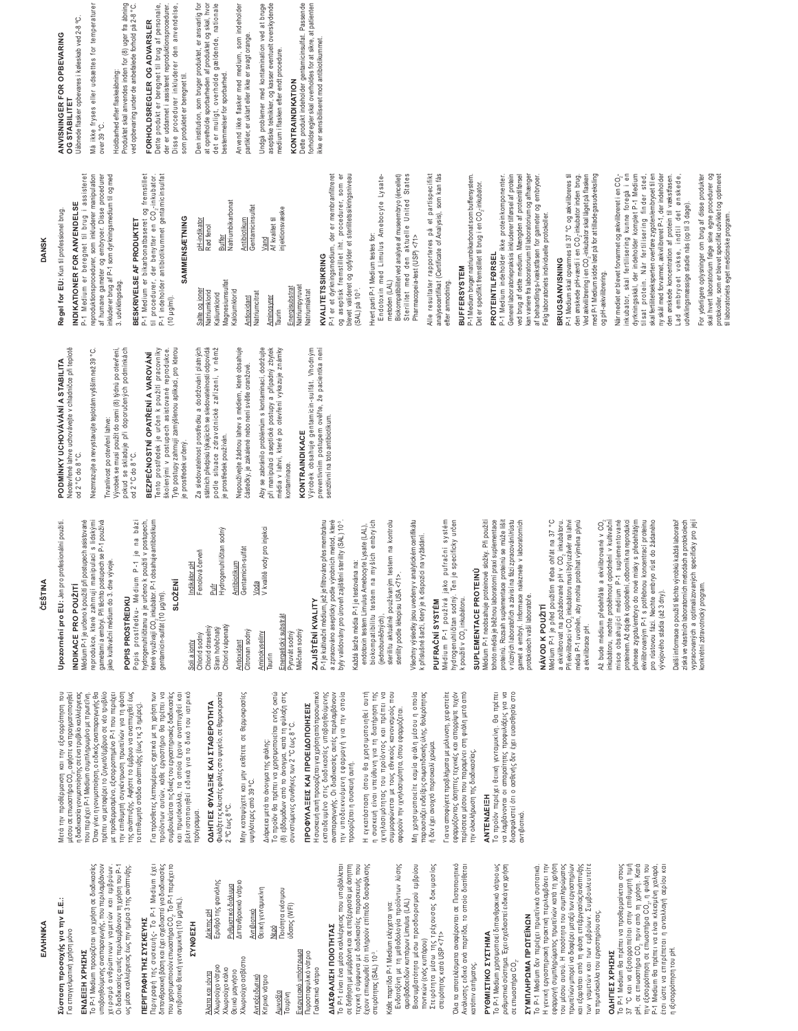# ΕΛΛΗΝΙΚΑ

**Σύσταση προσοχής για την Ε.Ε.:** Για επαγγελματική χρήση μόνο

## ΕΝΔΕΙΞΗ ΧΡΗΣΗΣ

Το P-1 Medium προορίζεται για χρήση σε διαδικασίες υποβοηθούμενης αναπαραγωγής, που περιλαμβάνουν χειρισμό ανθρώπινων γαμετών και εμβρύων. Οι διαδικασίες αυτές περιλαμβάνουν τη χρήση του P-1 ως μέσο καλλιέργειας έως την ημέρα 3 της ανάπτυξης.

## ΠΕΡΙΓΡΑΦΗ ΤΗΣ ΣΥΣΚΕΥΗΣ

Περιγραφή της συσκευής: Το P-1 Medium έχει διττανθρακική βάση και σχεδιάστηκε για διαδικασίες που χρησιμοποιούν επωαστήρα $CO_2$. Το P-1 περιέχει αντιβιοτικό θειική γενταμικίνη (10 μg/mL).

## ΣΥΝΘΕΣΗ

| | |
|---|---|
| Άλατα και ιόντα | Δείκτης pH |
| Χλωριούχο νάτριο | Ερυθρό της φαινόλης |
| Χλωριούχο κάλιο | Ρυθμιστικό διάλυμα |
| Θειικό μαγνήσιο | Διττανθρακικό νάτριο |
| Χλωριούχο ασβέστιο | Αντιβιοτικό |
| Αντιοξειδωτικό | Θειική γενταμικίνη |
| Κιτρικό νάτριο | Νερό |
| Αμινοξέα | Ποιότητα ενέσιμου ύδατος (WFI) |
| Ταυρίνη | |
| Ενεργειακό υπόστρωμα | |
| Πυροσταφυλικό νάτριο | |
| Γαλακτικό νάτριο | |

## ΔΙΑΣΦΑΛΙΣΗ ΠΟΙΟΤΗΤΑΣ

Το P-1 είναι ένα μέσο καλλιέργειας που υποβάλλεται σε διήθηση με μεμβράνη και σε επεξεργασία με άσηπτη τεχνική σύμφωνα με διαδικασίες παρασκευής που έχουν επικυρωθεί σε πλήρες επίπεδο διασφάλισης στειρότητας (SAL) $10^{-3}$.

Κάθε παρτίδα P-1 Medium ελέγχεται για:
- Ενδοτοξίνη με τη μέθοδο λύσης αμοιβαδοκυττάρων Limulus (LAL)
- Βιοσυμβατότητα με τη μέθοδο προσδιορισμού εμβρύου ποντικού (ενός κυττάρου)
- Στειρότητα μέσω της τρέχουσας δοκιμασίας στειρότητας κατά USP <71>

Όλα τα αποτελέσματα αναφέρονται σε Πιστοποιητικό Ανάλυσης ειδικό ανά παρτίδα, το οποίο διατίθεται κατόπιν αιτήματος.

## ΡΥΘΜΙΣΤΙΚΟ ΣΥΣΤΗΜΑ

Το P-1 Medium χρησιμοποιεί διττανθρακικό νάτριο ως ρυθμιστικό σύστημα. Έχει σχεδιαστεί ειδικά για χρήση σε επωαστήρα $CO_2$.

## ΣΥΜΠΛΗΡΩΜΑ ΠΡΩΤΕΪΝΩΝ

Το P-1 Medium δεν περιέχει πρωτεϊνικά συστατικά. Η γενική εργαστηριακή πρακτική περιλαμβάνει την εφαρμογή συμπληρώματος πρωτεϊνών κατά τη χρήση του μέσου αυτού. Η ποσότητα του συμπληρώματος πρωτεϊνών μπορεί να διαφέρει μεταξύ των εργαστηρίων και εξαρτάται από τη φάση επεξεργασίας/ανάπτυξης των γαμετών και των εμβρύων. Συμβουλευτείτε τα πρωτόκολλα του εργαστηρίου σας.

## ΟΔΗΓΙΕΣ ΧΡΗΣΗΣ

Το P-1 Medium θα πρέπει να θερμαίνεται στους 37 °C και να εξισορροπείται στην επιθυμητή τιμή pH, σε επωαστήρα $CO_2$ πριν από τη χρήση. Κατά την εξισορρόπηση σε επωαστήρα $CO_2$, η φιάλη του P-1 Medium θα πρέπει να είναι κλεισμένη χαλαρά, έτσι ώστε να επιτρέπεται η ανταλλαγή αερίου και η εξισορρόπηση του pH.

Μετά την προθέρμανση και την εξισορρόπηση του μέσου σε επωαστήρα $CO_2$, αφήστε να πραγματοποιηθεί η διαδικασία γονιμοποίησης σε ένα τρυβλίο καλλιέργειας που περιέχει P-1 Medium συμπληρωμένο με πρωτεΐνη. Όταν γίνει η γονιμοποίηση, ο ζυγωτής/τα έμβρυα θα πρέπει να μεταφερθούν σε νέο τρυβλίο που περιέχει προθερμασμένο, εξισορροπημένο P-1 με την επιθυμητή συγκέντρωση πρωτεϊνών για τη φάση της ανάπτυξης. Αφήστε το έμβρυο να αναπτυχθεί έως το επιθυμητό στάδιο ανάπτυξης (έως τις 3 ημέρες).

Για περισσότερες λεπτομέρειες σχετικά με τη χρήση των προϊόντων αυτών, κάθε εργαστήριο θα πρέπει να συμβουλεύεται τις δικές του εργαστηριακές διαδικασίες και πρωτόκολλα, τα οποία έχουν αναπτυχθεί και βελτιστοποιηθεί ειδικά για το δικό του ιατρικό πρόγραμμα.

## ΟΔΗΓΙΕΣ ΦΥΛΑΞΗΣ ΚΑΙ ΣΤΑΘΕΡΟΤΗΤΑ

Φυλάσσετε τις κλειστές φιάλες στο ψυγείο, σε θερμοκρασία 2 °C έως 8 °C.

Μην καταψύχετε και μην εκθέτετε σε θερμοκρασίες υψηλότερες από 39 °C.

Διάρκεια μετά το άνοιγμα της φιάλης:
Το προϊόν θα πρέπει να χρησιμοποιείται εντός οκτώ (8) εβδομάδων από το άνοιγμα, κατά τη φύλαξη στις συνιστώμενες συνθήκες των 2 °C έως 8 °C.

## ΠΡΟΦΥΛΑΞΕΙΣ ΚΑΙ ΠΡΟΕΙΔΟΠΟΙΗΣΕΙΣ

Η συσκευή αυτή προορίζεται για χρήση από προσωπικό εκπαιδευμένο στις διαδικασίες υποβοηθούμενης αναπαραγωγής. Οι διαδικασίες αυτές περιλαμβάνουν την υποδεικνυόμενη εφαρμογή για την οποία προορίζεται η συσκευή αυτή.

Η εγκατάσταση όπου θα χρησιμοποιηθεί αυτή η συσκευή είναι υπεύθυνη για τη διατήρηση της ιχνηλασιμότητας του προϊόντος και πρέπει να συμμορφώνεται με τους εθνικούς κανονισμούς που αφορούν την ιχνηλασιμότητα, όπου εφαρμόζεται.

Μη χρησιμοποιείτε καμία φιάλη μέσου η οποία παρουσιάζει ενδείξεις σωματιδιακής ύλης, θολερότητας ή δεν έχει ανοιχτό πορτοκαλί χρώμα.

Για να αποφύγετε προβλήματα με μόλυνση, χειριστείτε εφαρμόζοντας άσηπτες τεχνικές και απορρίψτε τυχόν περίσσεια μέσου που παραμένει στη φιάλη μετά από την ολοκλήρωση της διαδικασίας.

## ΑΝΤΕΝΔΕΙΞΗ

Το προϊόν περιέχει θειική γενταμικίνη. Θα πρέπει να λαμβάνονται οι κατάλληλες προφυλάξεις για να διασφαλιστεί ότι ο ασθενής δεν έχει ευαισθησία στο αντιβιοτικό.

# ČEŠTINA

**Upozornění pro EU:** Jen pro profesionální použití.

## INDIKACE PRO POUŽITÍ

Médium P-1 je určeno k použití při postupech asistované reprodukce, které zahrnují manipulaci s lidskými gametami a embryi. Při těchto postupech se P-1 používá jako kultivační médium do 3. dne vývoje.

## POPIS PROSTŘEDKU

Popis prostředku: Médium P-1 je na bázi hydrogenuhličitanu a je určeno k použití v postupech, které využívají $CO_2$ inkubátor. P-1 obsahuje antibiotikum gentamicin-sulfát (10 μg/ml).

## SLOŽENÍ

| | |
|---|---|
| Soli a ionty | Indikátor pH |
| Chlorid sodný | Fenolová červeň |
| Chlorid draselný | Pufr |
| Síran hořečnatý | Hydrogenuhličitan sodný |
| Chlorid vápenatý | Antibiotikum |
| | Gentamicin-sulfát |
| Antioxidant | Voda |
| Citronan sodný | V kvalitě vody pro injekci |
| Aminokyseliny | |
| Taurin | |
| Energetický substrát | |
| Pyruvát sodný | |
| Mléčnan sodný | |

## ZAJIŠTĚNÍ KVALITY

P-1 je kultivační médium, jež je filtrováno přes membránu a zpracováno asepticky podle výrobních metod, které byly validovány pro úroveň zajištění sterility (SAL) $10^{-3}$.

Každá šarže média P-1 je testována na:
- endotoxin testem Limulus Amebocyte Lysate (LAL),
- biokompatibilitu testem na myších embryích (jednobuněčných),
- sterilitu aktuálně používaným testem na kontrolu sterility podle lékopisu USA <71>.

Všechny výsledky jsou uvedeny v analytickém certifikátu k příslušné šarži, který je k dispozici na vyžádání.

## PUFRAČNÍ SYSTÉM

Médium P-1 používá jako pufrační systém hydrogenuhličitan sodný. Ten je specificky určen k použití v $CO_2$ inkubátoru.

## SUPLEMENTACE PROTEINŮ

Médium P-1 neobsahuje proteinové složky. Při použití tohoto média je běžnou laboratorní praxí suplementace proteinů. Rozsah suplementace proteinů se může lišit v různých laboratořích a závisí na fázi zpracování/růstu gamet a embryí. Informace naleznete v laboratorních protokolech vaší laboratoře.

## NÁVOD K POUŽITÍ

Médium P-1 je před použitím třeba ohřát na 37 °C a ekvilibrovat na požadované pH v $CO_2$ inkubátoru. Při ekvilibraci v $CO_2$ inkubátoru musí být uzávěr na lahvi média P-1 uvolněn, aby mohla probíhat výměna plynu a ekvilibrace pH.

Až bude médium předehřáté a ekvilibrované v $CO_2$ inkubátoru, nechte proběhnout oplodnění v kultivační misce obsahující médium P-1 suplementované proteinem. Až dojde k oplodnění, odborník na reprodukci přenese zygotu/embryo do nové misky s předehřátým ekvilibrovaným P-1 s potřebnou koncentrací proteinu pro růstovou fázi. Nechte embryo růst do žádaného vývojového stádia (až 3 dny).

Další informace o použití těchto výrobků každá laboratoř získá ve vlastních laboratorních metodách a protokolech vypracovaných a optimalizovaných specificky pro její konkrétní zdravotnický program.

## PODMÍNKY UCHOVÁVÁNÍ A STABILITA

Neotevřené lahve uchovávejte v chladničce při teplotě od 2 °C do 8 °C.

Nezmrazujte a nevystavujte teplotám vyšším než 39 °C.

Trvanlivost po otevření lahve:
Výrobek se musí použít do osmi (8) týdnů po otevření, pokud se skladuje při doporučených podmínkách od 2 °C do 8 °C.

## BEZPEČNOSTNÍ OPATŘENÍ A VAROVÁNÍ

Tento prostředek je určen k použití pracovníky školenými v postupech asistované reprodukce. Tyto postupy zahrnují zamýšlenou aplikaci, pro kterou je prostředek určen.

Za sledovatelnost prostředku a dodržování platných státních předpisů týkajících se sledovatelnosti odpovídá podle situace zdravotnické zařízení, v němž je prostředek používán.

Nepoužívejte žádnou lahev s médiem, které obsahuje částečky, je zakalené nebo není světle oranžové.

Aby se zabránilo problémům s kontaminací, dodržujte při manipulaci aseptické postupy a případný zbytek média v lahvi, které po otevření vykazuje známky kontaminace.

## KONTRAINDIKACE

Výrobek obsahuje gentamicin-sulfát. Vhodným preventivním postupem ověřte, že pacienta není senzitivní na toto antibiotikum.

# DANSK

**Regel for EU:** Kun til professionel brug.

## INDIKATIONER FOR ANVENDELSE

P-1 Medium er beregnet til brug i assisteret reproduktionsprocedurer, som inkluderer manipulation af humane gameter og embryoner. Disse procedurer inkluderer brug af P-1 som dyrkningsmedium til og med 3. udviklingsdag.

## BESKRIVELSE AF PRODUKTET

P-1 Medium er bikarbonatbaseret og fremstillet til procedurer, der benytter en $CO_2$-inkubator. P-1 indeholder antibiotikummet gentamicinsulfat (10 μg/ml).

## SAMMENSÆTNING

| | |
|---|---|
| Salte og ioner | pH-indikator |
| Natriumklorid | Rød fenol |
| Kaliumklorid | Buffer |
| Magnesiumsulfat | Natriumbikarbonat |
| Kalciumklorid | Antibiotikum |
| | Gentamicinsulfat |
| Antioxidant | Vand |
| Natriumcitrat | Af kvalitet til injektionsvæske |
| Aminosyrer | |
| Taurin | |
| Energisubstrat | |
| Natriumpyruvat | |
| Natriumlaktat | |

## KVALITETSSIKRING

P-1 er et dyrkningsmedium, der er membranfiltreret og aseptisk fremstillet iht. procedurer, som er blevet valideret og opfylder et sterilitetssikringsniveau (SAL) på $10^{-3}$.

Hvert parti P-1 Medium testes for:
- Endotoxin med Limulus Amebocyte Lysate-metoden (LAL)
- Biokompatibilitet ved analyse af museembryo (encellet)
- Sterilitet med den aktuelle United States Pharmacopeia-test (USP) <71>

Alle resultater rapporteres på et partispecifikt analysecertifikat (Certificate of Analysis), som kan fås efter anmodning.

## BUFFERSYSTEM

P-1 Medium bruger natriumbikarbonat som buffersystem. Det er specifikt fremstillet til brug i en $CO_2$-inkubator.

## PROTEINTILFØRSEL

P-1 Medium indeholder ikke proteinkomponenter. Generel laboratoriepraksis inkluderer tilførsel af protein ved brug af dette medium. Mængden af proteintilførsel kan variere fra laboratorium til laboratorium og afhænger af behandlings-/vækstfasen for gameter og embryoner. Følg laboratoriets individuelle protokoller.

## BRUGSANVISNING

P-1 Medium skal opvarmes til 37 °C og ækvilibreres til den ønskede pH-værdi i en $CO_2$-inkubator inden brug. Ved ækvilibrering i en $CO_2$-inkubator skal låget på flasken med P-1 Medium sidde løst på for at tillade gasudveksling og pH-ækvilibrering.

Når mediet er blevet forvarmet og ækvilibreret i en $CO_2$-inkubator, skal fertilisering kunne foregå i en dyrkningsskål, der indeholder P-1 Medium tilsat protein. Når fertilisering finder sted, skal fertilitetseksperten overføre zygoten/embryoet til en ny skål med forvarmet, ækvilibreret P-1, der indeholder den ønskede koncentration af protein til vækstfasen. Lad embryoet vokse, indtil det ønskede, udviklingsmæssige stadie nås (op til 3 dage).

For yderligere oplysninger om brug af disse produkter skal hvert laboratorium følge sine egne procedurer og protokoller, som er blevet specifikt udviklet og optimeret til laboratoriets eget medicinske program.

## ANVISNINGER FOR OPBEVARING OG STABILITET

Uåbnede flasker opbevares i køleskab ved 2-8 °C.

Må ikke fryses eller udsættes for temperaturer over 39 °C.

Holdbarhed efter flaskeåbning:
Produktet skal anvendes inden for (8) uger fra åbning ved opbevaring under de anbefalede forhold på 2-8 °C.

## FORHOLDSREGLER OG ADVARSLER

Dette produkt er beregnet til brug af personale, der er uddannet i assisteret reproduktionsprocedurer. Disse procedurer inkluderer den anvendelse, som produktet er beregnet til.

Den institution, som bruger produktet, er ansvarlig for at opretholde sporbarheden af produktet og skal, hvor det er muligt, overholde gældende, nationale bestemmelser for sporbarhed.

Anvend ikke flasker med medium, som indeholder partikler, er uklart eller ikke er svagt orange.

Undgå problemer med kontamination ved at bruge aseptiske teknikker, og kasser eventuelt overskydende medium i flasken efter endt procedure.

## KONTRAINDIKATION

Dette produkt indeholder gentamicinsulfat. Passende forholdsregler skal overholdes for at sikre, at patienten ikke er sensibiliseret mod antibiotikummet.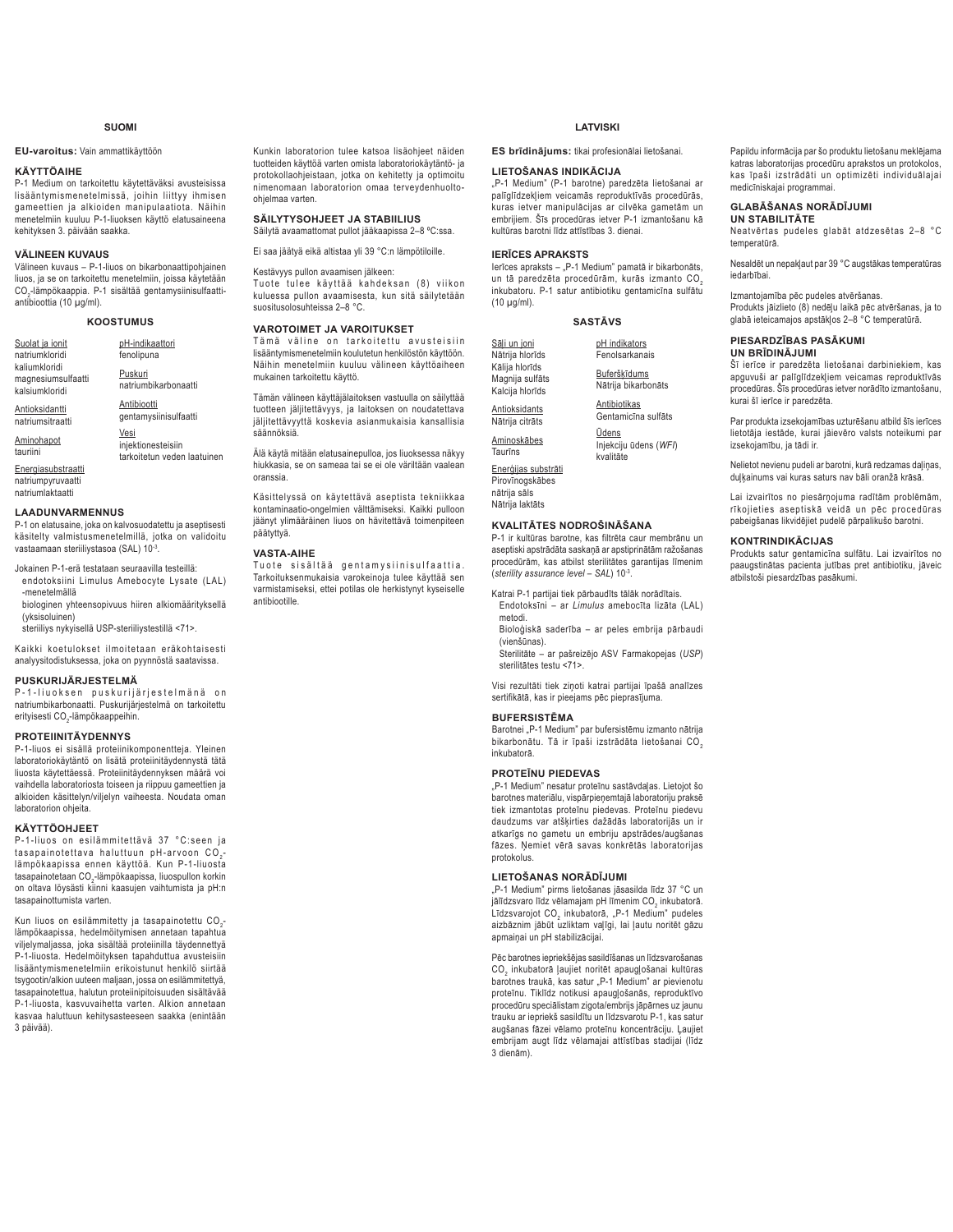## SUOMI

**EU-varoitus:** Vain ammattikäyttöön

### KÄYTTÖAIHE

P-1 Medium on tarkoitettu käytettäväksi avusteisissa lisääntymismenetelmissä, joihin liittyy ihmisen gameettien ja alkioiden manipulaatiota. Näihin menetelmiin kuuluu P-1-liuoksen käyttö elatusaineena kehityksen 3. päivään saakka.

### VÄLINEEN KUVAUS

Välineen kuvaus – P-1-liuos on bikarbonaattipohjainen liuos, ja se on tarkoitettu menetelmiin, joissa käytetään $CO_2$-lämpökaappia. P-1 sisältää gentamysiinisulfaatti-antibioottia (10 µg/ml).

### KOOSTUMUS

Suolat ja ionit
natriumkloridi
kaliumkloridi
magnesiumsulfaatti
kalsiumkloridi

Antioksidantti
natriumsitraatti

Aminohapot
tauriini

Energiasubstraatti
natriumpyruvaatti
natriumlaktaatti

pH-indikaattori
fenolipuna

Puskuri
natriumbikarbonaatti

Antibiootti
gentamysiinisulfaatti

Vesi
injektionesteisiin tarkoitetun veden laatuinen

### LAADUNVARMENNUS

P-1 on elatusaine, joka on kalvosuodatettu ja aseptisesti käsitelty valmistusmenetelmillä, jotka on validoitu vastaamaan steriiliystasoa (SAL) $10^{-3}$.

Jokainen P-1-erä testataan seuraavilla testeillä:
- endotoksiini Limulus Amebocyte Lysate (LAL) -menetelmällä
- biologinen yhteensopivuus hiiren alkiomäärityksellä (yksisoluinen)
- steriiliys nykyisellä USP-steriiliystestillä <71>.

Kaikki koetulokset ilmoitetaan eräkohtaisesti analyysitodistuksessa, joka on pyynnöstä saatavissa.

### PUSKURIJÄRJESTELMÄ

P-1-liuoksen puskurijärjestelmänä on natriumbikarbonaatti. Puskurijärjestelmä on tarkoitettu erityisesti $CO_2$-lämpökaappeihin.

### PROTEIINITÄYDENNYS

P-1-liuos ei sisällä proteiinikomponentteja. Yleinen laboratoriokäytäntö on lisätä proteiinitäydennystä tätä liuosta käytettäessä. Proteiinitäydennyksen määrä voi vaihdella laboratoriosta toiseen ja riippuu gameettien ja alkioiden käsittelyn/viljelyn vaiheesta. Noudata oman laboratorion ohjeita.

### KÄYTTÖOHJEET

P-1-liuos on esilämmitettävä 37 °C:seen ja tasapainotettava haluttuun pH-arvoon $CO_2$-lämpökaapissa ennen käyttöä. Kun P-1-liuosta tasapainotetaan $CO_2$-lämpökaapissa, liuospullon korkin on oltava löysästi kiinni kaasujen vaihtumista ja pH:n tasapainottumista varten.

Kun liuos on esilämmitetty ja tasapainotettu $CO_2$-lämpökaapissa, hedelmöitymisen annetaan tapahtua viljelymaljassa, joka sisältää proteiinilla täydennettyä P-1-liuosta. Hedelmöityksen tapahduttua avusteisiin lisääntymismenetelmiin erikoistunut henkilö siirtää tsygootin/alkion uuteen maljaan, jossa on esilämmitettyä, tasapainotettua, halutun proteiinipitoisuuden sisältävää P-1-liuosta, kasvuvaihetta varten. Alkion annetaan kasvaa haluttuun kehitysasteeseen saakka (enintään 3 päivää).

Kunkin laboratorion tulee katsoa lisäohjeet näiden tuotteiden käyttöä varten omista laboratoriokäytäntö- ja protokollaohjeistaan, jotka on kehitetty ja optimoitu nimenomaan laboratorion omaa terveydenhuolto-ohjelmaa varten.

### SÄILYTYSOHJEET JA STABIILIUS

Säilytä avaamattomat pullot jääkaapissa 2–8 ºC:ssa.

Ei saa jäätyä eikä altistaa yli 39 °C:n lämpötiloille.

Kestävyys pullon avaamisen jälkeen:
Tuote tulee käyttää kahdeksan (8) viikon kuluessa pullon avaamisesta, kun sitä säilytetään suositusolosuhteissa 2–8 °C.

### VAROTOIMET JA VAROITUKSET

Tämä väline on tarkoitettu avusteisiin lisääntymismenetelmiin koulutetun henkilöstön käyttöön. Näihin menetelmiin kuuluu välineen käyttöaiheen mukainen tarkoitettu käyttö.

Tämän välineen käyttäjälaitoksen vastuulla on säilyttää tuotteen jäljitettävyys, ja laitoksen on noudatettava jäljitettävyyttä koskevia asianmukaisia kansallisia säännöksiä.

Älä käytä mitään elatusainepulloa, jos liuoksessa näkyy hiukkasia, se on sameaa tai se ei ole väriltään vaalean oranssia.

Käsittelyssä on käytettävä aseptista tekniikkaa kontaminaatio-ongelmien välttämiseksi. Kaikki pulloon jäänyt ylimääräinen liuos on hävitettävä toimenpiteen päätyttyä.

### VASTA-AIHE

Tuote sisältää gentamysiinisulfaattia. Tarkoituksenmukaisia varokeinoja tulee käyttää sen varmistamiseksi, ettei potilas ole herkistynyt kyseiselle antibiootille.

## LATVISKI

**ES brīdinājums:** tikai profesionālai lietošanai.

### LIETOŠANAS INDIKĀCIJA

„P-1 Medium" (P-1 barotne) paredzēta lietošanai ar palīglīdzekļiem veicamās reproduktīvās procedūrās, kuras ietver manipulācijas ar cilvēka gametām un embrijiem. Šīs procedūras ietver P-1 izmantošanu kā kultūras barotni līdz attīstības 3. dienai.

### IERĪCES APRAKSTS

Ierīces apraksts – „P-1 Medium" pamatā ir bikarbonāts, un tā paredzēta procedūrām, kurās izmanto $CO_2$ inkubatoru. P-1 satur antibiotiku gentamicīna sulfātu (10 µg/ml).

### SASTĀVS

Sāļi un joni
Nātrija hlorīds
Kālija hlorīds
Magnija sulfāts
Kalcija hlorīds

Antioksidants
Nātrija citrāts

Aminoskābes
Taurīns

Enerģijas substrāti
Pirovīnogskābes nātrija sāls
Nātrija laktāts

pH indikators
Fenolsarkanais

Buferškīdums
Nātrija bikarbonāts

Antibiotikas
Gentamicīna sulfāts

Ūdens
Injekciju ūdens (*WFI*) kvalitāte

### KVALITĀTES NODROŠINĀŠANA

P-1 ir kultūras barotne, kas filtrēta caur membrānu un aseptiski apstrādāta saskaņā ar apstiprinātām ražošanas procedūrām, kas atbilst sterilitātes garantijas līmenim (*sterility assurance level – SAL*) $10^{-3}$.

Katrai P-1 partijai tiek pārbaudīts tālāk norādītais.
- Endotoksīni – ar *Limulus* amebocītu lizāta (LAL) metodi.
- Bioloģiskā saderība – ar peles embrija pārbaudi (vienšūnas).
- Sterilitāte – ar pašreizējo ASV Farmakopejas (*USP*) sterilitātes testu <71>.

Visi rezultāti tiek ziņoti katrai partijai īpašā analīzes sertifikātā, kas ir pieejams pēc pieprasījuma.

### BUFERSISTĒMA

Barotnei „P-1 Medium" par bufersistēmu izmanto nātrija bikarbonātu. Tā ir īpaši izstrādāta lietošanai $CO_2$ inkubatorā.

### PROTEĪNU PIEDEVAS

„P-1 Medium" nesatur proteīnu sastāvdaļas. Lietojot šo barotnes materiālu, vispārpieņemtajā laboratoriju praksē tiek izmantotas proteīnu piedevas. Proteīnu piedevu daudzums var atšķirties dažādās laboratorijās un ir atkarīgs no gametu un embriju apstrādes/augšanas fāzes. Ņemiet vērā savas konkrētās laboratorijas protokolus.

### LIETOŠANAS NORĀDĪJUMI

„P-1 Medium" pirms lietošanas jāsasilda līdz 37 °C un jālīdzsvaro līdz vēlamajam pH līmenim $CO_2$ inkubatorā. Līdzsvarojot $CO_2$ inkubatorā, „P-1 Medium" pudeles aizbāznim jābūt uzliktam vaļīgi, lai ļautu norītēt gāzu apmaiņai un pH stabilizācijai.

Pēc barotnes iepriekšējas sasildīšanas un līdzsvarošanas $CO_2$ inkubatorā ļaujiet norītēt apaugļošanai kultūras barotnes traukā, kas satur „P-1 Medium" ar pievienotu proteīnu. Tiklīdz notikusi apaugļošanās, reproduktīvo procedūru speciālistam zigota/embrijs jāpārnes uz jaunu trauku ar iepriekš sasildītu un līdzsvarotu P-1, kas satur augšanas fāzei vēlamo proteīnu koncentrāciju. Ļaujiet embrijam augt līdz vēlamajai attīstības stadijai (līdz 3 dienām).

Papildu informācija par šo produktu lietošanu meklējama katras laboratorijas procedūru aprakstos un protokolos, kas īpaši izstrādāti un optimizēti individuālajai medicīniskajai programmai.

### GLABĀŠANAS NORĀDĪJUMI UN STABILITĀTE

Neatvērtas pudeles glabāt atdzesētas 2–8 °C temperatūrā.

Nesaldēt un nepakļaut par 39 °C augstākas temperatūras iedarbībai.

Izmantojamība pēc pudeles atvēršanas.
Produkts jāizlieto (8) nedēļu laikā pēc atvēršanas, ja to glabā ieteicamajos apstākļos 2–8 °C temperatūrā.

### PIESARDZĪBAS PASĀKUMI UN BRĪDINĀJUMI

Šī ierīce ir paredzēta lietošanai darbiniekiem, kas apguvuši ar palīglīdzekļiem veicamas reproduktīvās procedūras. Šīs procedūras ietver norādīto izmantošanu, kurai šī ierīce ir paredzēta.

Par produkta izsekojamības uzturēšanu atbild šīs ierīces lietotāja iestāde, kurai jāievēro valsts noteikumi par izsekojamību, ja tādi ir.

Nelietot nevienu pudeli ar barotni, kurā redzamas daļiņas, duļķainums vai kuras saturs nav bāli oranžā krāsā.

Lai izvairītos no piesārņojuma radītām problēmām, rīkojieties aseptiskā veidā un pēc procedūras pabeigšanas likvidējiet pudelē pārpalikušo barotni.

### KONTRINDIKĀCIJAS

Produkts satur gentamicīna sulfātu. Lai izvairītos no paaugstinātas pacienta jutības pret antibiotiku, jāveic atbilstoši piesardzības pasākumi.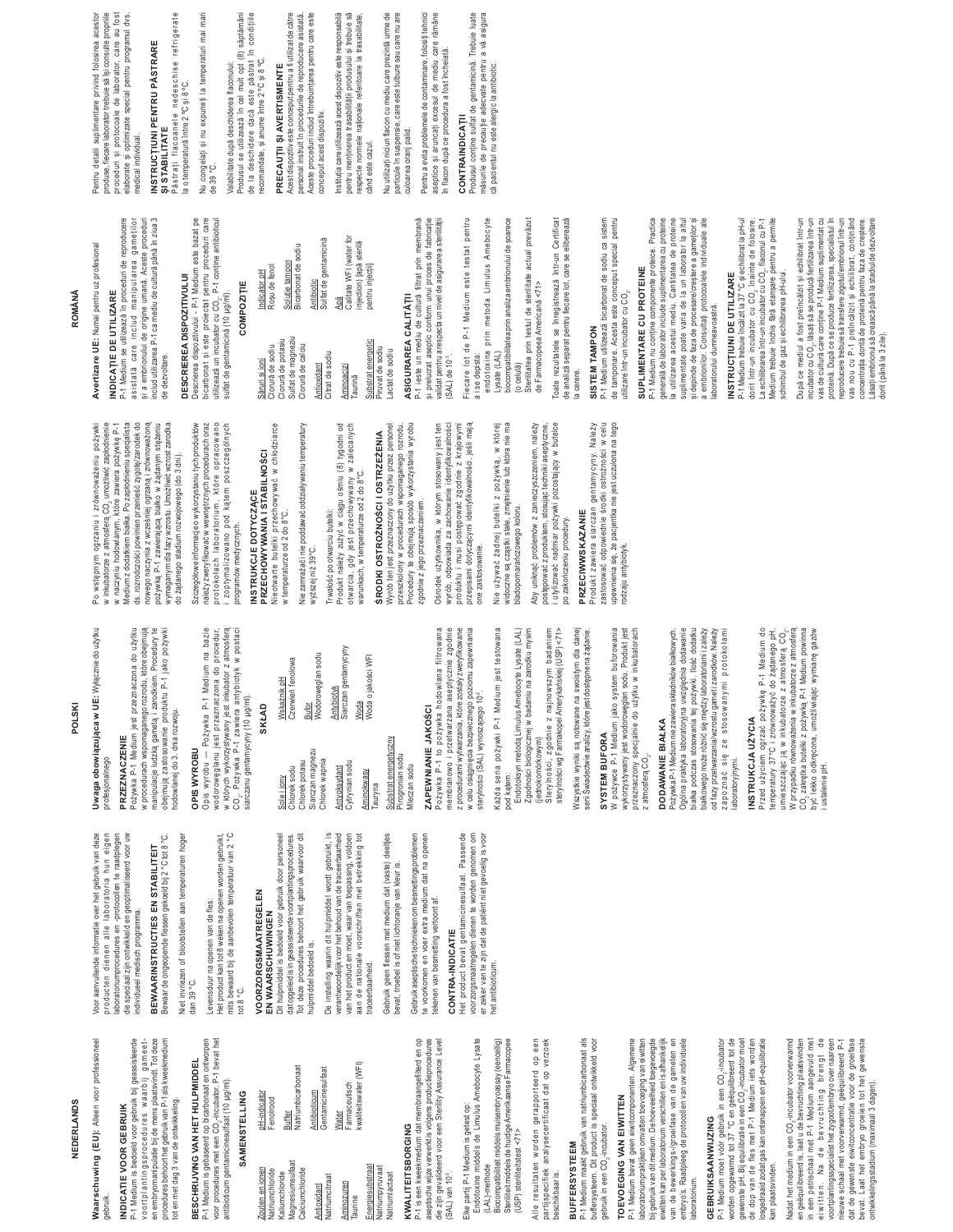# NEDERLANDS

**Waarschuwing (EU):** Alleen voor professioneel gebruik.

## INDICATIE VOOR GEBRUIK

P-1 Medium is bedoeld voor gebruik bij geassisteerde voortplantingsprocedures waarbij gameet- en embryomanipulatie bij de mens plaatsvindt. Tot deze procedures behoort het gebruik van P-1 als kweekmedium tot en met dag 3 van de ontwikkeling.

## BESCHRIJVING VAN HET HULPMIDDEL

P-1 Medium is gebaseerd op bicarbonaat en ontworpen voor procedures met een $CO_2$-incubator. P-1 bevat het antibioticum gentamicinesulfaat (10 µg/ml).

## SAMENSTELLING

| | |
|---|---|
| **Zouten en ionen** | **pH-indicator** |
| Natriumchloride | Fenolrood |
| Kaliumchloride | **Buffer** |
| Magnesiumsulfaat | Natriumbicarbonaat |
| Calciumchloride | **Antibioticum** |
| **Antioxidant** | Gentamicinesulfaat |
| Natriumcitraat | **Water** |
| **Aminozuren** | Farmaceutisch kwaliteitswater (WFI) |
| Taurine | |
| **Energiesubstraat** | |
| Natriumpyruvaat | |
| Natriumlactaat | |

## KWALITEITSBORGING

P-1 is een kweekmedium dat membraangefiltreerd en op aseptische wijze verwerkt is volgens productieprocedures die zijn gevalideerd voor een Sterility Assurance Level (SAL) van $10^{-3}$.

Elke partij P-1 Medium is getest op:
- Endotoxine middels de Limulus Amebocyte Lysate (LAL)-methode
- Biocompatibiliteit middels muisembryoassay (eencellig)
- Steriliteit middels de huidige Amerikaanse Farmacopee (USP) steriliteitstest <71>

Alle resultaten worden gerapporteerd op een partijspecifiek analysecertificaat dat op verzoek beschikbaar is.

## BUFFERSYSTEEM

P-1 Medium maakt gebruik van natriumbicarbonaat als buffersysteem. Dit product is speciaal ontwikkeld voor gebruik in een $CO_2$-incubator.

## TOEVOEGING VAN EIWITTEN

P-1 Medium bevat geen eiwitcomponenten. Algemene laboratoriumpraktijken omvatten toevoeging van eiwitten bij gebruik van dit medium. De hoeveelheid toegevoegde eiwitten kan per laboratorium verschillen en is afhankelijk van de bewerkings-/groeifase van de gameten en embryo's. Raadpleeg de protocollen van uw individuele laboratorium.

## GEBRUIKSAANWIJZING

P-1 Medium moet vóór gebruik in een $CO_2$-incubator worden opgewarmd tot 37 °C en geëquilibreerd tot de gewenste pH. Bij equilibratie in een $CO_2$-incubator moet de dop van de fles met P-1 Medium iets worden losgedraaid zodat gas kan ontsnappen en pH-equilibratie kan plaatsvinden.

Nadat het medium in een $CO_2$-incubator voorverwarmd en geëquilibreerd is, laat u de bevruchting plaatsvinden in een petrischaal met P-1 Medium aangevuld met eiwitten. Na de bevruchting brengt de voortplantingsspecialist het zygote/embryo over naar een nieuwe schaal met voorverwarmd, geëquilibreerd P-1 dat de gewenste eiwitconcentratie voor de groeifase bevat. Laat het embryo groeien tot het gewenste ontwikkelingsstadium (maximaal 3 dagen).

Voor aanvullende informatie over het gebruik van deze producten dienen alle laboratoria hun eigen laboratoriumprocedures en -protocollen te raadplegen die speciaal zijn ontwikkeld en geoptimaliseerd voor uw individueel medisch programma.

## BEWAARINSTRUCTIES EN STABILITEIT

Bewaar de ongeopende flessen gekoeld bij 2 °C tot 8 °C.

Niet invriezen of blootstellen aan temperaturen hoger dan 39 °C.

Levensduur na openen van de fles:
Het product kan tot 8 weken na openen worden gebruikt, mits bewaard bij de aanbevolen temperatuur van 2 °C tot 8 °C.

## VOORZORGSMAATREGELEN EN WAARSCHUWINGEN

Dit hulpmiddel is bedoeld voor gebruik door personeel dat opgeleid is in geassisteerde voortplantingsprocedures. Tot deze procedures behoort het gebruik waarvoor dit hulpmiddel bedoeld is.

De instelling waarin dit hulpmiddel wordt gebruikt, is verantwoordelijk voor het behoud van de traceerbaarheid van het product en moet, waar van toepassing, voldoen aan de nationale voorschriften met betrekking tot traceerbaarheid.

Gebruik geen flessen met medium dat (vaste) deeltjes bevat, troebel is of niet lichtoranje van kleur is.

Gebruik aseptische technieken om besmettingsproblemen te voorkomen en voer extra medium dat na openen tekenen van besmetting vertoont af.

## CONTRA-INDICATIE

Het product bevat gentamicinesulfaat. Passende voorzorgsmaatregelen dienen te worden genomen om er zeker van te zijn dat de patiënt niet gevoelig is voor het antibioticum.

# POLSKI

**Uwaga obowiązująca w UE:** Wyłącznie do użytku profesjonalnego

## PRZEZNACZENIE

Pożywka P-1 Medium jest przeznaczona do użytku w procedurach wspomaganego rozrodu, które obejmują manipulacje ludzką gametą i zarodkiem. Procedury te obejmują zastosowanie produktu P-1 jako pożywki hodowlanej do 3. dnia rozwoju.

## OPIS WYROBU

Opis wyrobu — Pożywka P-1 Medium na bazie wodorowęglanu jest przeznaczona do procedur, w których wykorzystywany jest inkubator z atmosferą $CO_2$. Pożywka P-1 zawiera antybiotyk w postaci siarczanu gentamycyny (10 µg/ml).

## SKŁAD

| | |
|---|---|
| **Sole i jony** | **Wskaźnik pH** |
| Chlorek sodu | Czerwień fenolowa |
| Chlorek potasu | **Bufor** |
| Siarczan magnezu | Wodorowęglan sodu |
| Chlorek wapnia | **Antybiotyk** |
| **Antyoksydant** | Siarczan gentamycyny |
| Cytrynian sodu | **Woda** |
| **Aminokwasy** | Woda o jakości WFI |
| Tauryna | |
| **Substrat energetyczny** | |
| Pirogronian sodu | |
| Mleczan sodu | |

## ZAPEWNIANIE JAKOŚCI

Pożywka P-1 to pożywka hodowlana filtrowana membranowo i przetwarzana aseptycznie zgodnie z procedurami wytwarzania, które zostały zweryfikowane w celu osiągnięcia bezpiecznego poziomu zapewniania sterylności (SAL) wynoszącego $10^{-3}$.

Każda seria pożywki P-1 Medium jest testowana pod kątem:
- Endotoksyn metodą Limulus Amebocyte Lysate (LAL)
- Zgodności biologicznej w badaniu na zarodku mysim (jednokomórkowym)
- Sterylności, zgodnie z najnowszym badaniem sterylności wg Farmakopei Amerykańskiej (USP) <71>

Wszystkie wyniki są notowane na swoistym dla danej serii Świadectwie analizy, które jest dostępne na żądanie.

## SYSTEM BUFORA

W pożywce P-1 Medium jako system buforowania wykorzystywany jest wodorowęglan sodu. Produkt jest przeznaczony specjalnie do użytku w inkubatorach z atmosferą $CO_2$.

## DODAWANIE BIAŁKA

Pożywka P-1 Medium nie zawiera składników białkowych. Ogólna praktyka laboratoryjna uwzględnia dodawanie białka podczas stosowania tej pożywki. Ilość dodawanego białka może różnić się między laboratoriami i zależy od fazy przetwarzania/wzrostu gamet i zarodków. Należy zapoznać się ze stosowanymi protokołami laboratoryjnymi.

## INSTRUKCJA UŻYCIA

Przed użyciem ogrzać pożywkę P-1 Medium do temperatury 37°C i zrównoważyć do żądanego pH, umieszczając ją w inkubatorze z atmosferą $CO_2$. W przypadku równoważenia w inkubatorze z atmosferą $CO_2$, zakrętka butelki z pożywką P-1 Medium powinna być lekko odkręcona, umożliwiając wymianę gazów i ustalenie pH.

Po wstępnym ogrzaniu i zrównoważeniu pożywki w inkubatorze z atmosferą $CO_2$ umożliwić zapłodnienie w naczyniu hodowlanym, które zawiera pożywkę P-1 Medium z dodatkiem białka. Po zapłodnieniu specjalista ds. rozrodczości powinien przenieść zygotę/zarodek do nowego naczynia z wcześniej ogrzaną i zrównoważoną pożywką P-1 zawierającą białko w żądanym stężeniu wymaganym dla fazy wzrostu. Umożliwić wzrost zarodka do żądanego stadium rozwojowego (do 3 dni).

Szczegółowe informacje o wykorzystaniu tych produktów należy zweryfikować w wewnętrznych procedurach oraz protokołach laboratorium, które opracowano i zoptymalizowano pod kątem poszczególnych programów medycznych.

## INSTRUKCJE DOTYCZĄCE PRZECHOWYWANIA I STABILNOŚCI

Nieotwarte butelki przechowywać w chłodziarce w temperaturze od 2 do 8°C.

Nie zamrażać i nie poddawać oddziaływaniu temperatury wyższej niż 39°C.

Trwałość po otwarciu butelki:
Produkt należy zużyć w ciągu ośmiu (8) tygodni od otwarcia, gdy jest przechowywany w zalecanych warunkach, w temperaturze od 2 do 8°C.

## ŚRODKI OSTROŻNOŚCI I OSTRZEŻENIA

Wyrób ten jest przeznaczony do użytku przez personel przeszkolony w procedurach wspomaganego rozrodu. Procedury te obejmują sposób wykorzystania wyrobu zgodnie z jego przeznaczeniem.

Ośrodek użytkownika, w którym stosowany jest ten wyrób, odpowiada za zachowanie identyfikowalności produktu i musi postępować zgodnie z krajowymi przepisami dotyczącymi identyfikowalności, jeśli mają one zastosowanie.

Nie używać żadnej butelki z pożywką, w której widoczne są cząstki stałe, zmętnienie lub która nie ma bladopomarańczowego koloru.

Aby uniknąć problemów z zanieczyszczeniem, należy postępować z produktem, stosując techniki aseptyczne, i utylizować nadmiar pożywki pozostającej w butelce po zakończeniu procedury.

## PRZECIWWSKAZANIE

Produkt zawiera siarczan gentamycyny. Należy zastosować odpowiednie środki ostrożności w celu upewnienia się, że pacjentka nie jest uczulona na tego rodzaju antybiotyk.

# ROMÂNĂ

**Avertizare UE:** Numai pentru uz profesional

## INDICAȚIE DE UTILIZARE

P-1 Medium se utilizează în proceduri de reproducere asistată care includ manipularea gameților și a embrionului de origine umană. Aceste proceduri includ utilizarea P-1 ca mediu de cultură până în ziua 3 de dezvoltare.

## DESCRIEREA DISPOZITIVULUI

Descrierea dispozitivului – P-1 Medium este bazat pe bicarbonat și este proiectat pentru proceduri care utilizează un incubator cu $CO_2$. P-1 conține antibioticul sulfat de gentamicină (10 µg/ml).

## COMPOZIȚIE

| | |
|---|---|
| **Săruri și ioni** | **Indicator pH** |
| Clorură de sodiu | Roșu de fenol |
| Clorură de potasiu | **Soluție tampon** |
| Sulfat de magneziu | Bicarbonat de sodiu |
| Clorură de calciu | **Antibiotic** |
| **Antioxidant** | Sulfat de gentamicină |
| Citrat de sodiu | **Apă** |
| **Aminoacizi** | Calitate WFI (water for injection) [apă sterilă pentru injecții] |
| Taurină | |
| **Substrat energetic** | |
| Piruvat de sodiu | |
| Lactat de sodiu | |

## ASIGURAREA CALITĂȚII

P-1 este un mediu de cultură filtrat prin membrană și prelucrat aseptic conform unui proces de fabricație validat pentru a respecta un nivel de asigurare a sterilității (SAL) de $10^{-3}$.

Fiecare lot de P-1 Medium este testat pentru a se depista:
- endotoxina prin metoda Limulus Amebocyte Lysate (LAL)
- biocompatibilitatea prin analiza embrionului de șoarece (o celulă)
- Sterilitatea prin testul de sterilitate actual prevăzut de Farmacopeea Americană <71>

Toate rezultatele se înregistrează într-un Certificat de analiză separat pentru fiecare lot, care se eliberează la cerere.

## SISTEM TAMPON

P-1 Medium utilizează bicarbonat de sodiu ca sistem de tamponare. Acesta este conceput special pentru utilizare într-un incubator cu $CO_2$.

## SUPLIMENTARE CU PROTEINE

P-1 Medium nu conține componente proteice. Practica generală de laborator include suplimentarea cu proteine la utilizarea acestui mediu. Cantitatea de proteine suplimentate poate varia de la un laborator la altul și depinde de faza de procesare/creștere a gameților și a embrionilor. Consultați protocoalele individuale ale laboratorului dumneavoastră.

## INSTRUCȚIUNI DE UTILIZARE

P-1 Medium trebuie încălzit la 37 °C și echilibrat la pH-ul dorit într-un incubator cu $CO_2$ înainte de folosire. La echilibrarea într-un incubator cu $CO_2$, flaconul cu P-1 Medium trebuie închis fără etanșare pentru a permite schimbul de gaz și echilibrarea pH-ului.

După ce mediul a fost preîncălzit și echilibrat într-un incubator cu $CO_2$, lăsați să se producă fertilizarea într-un vas de cultură care conține P-1 Medium suplimentat cu proteină. După ce se produce fertilizarea, specialistul în reproducere trebuie să transfere zigotul/embrionul într-un vas nou cu P-1 preîncălzit și echilibrat, conținând concentrația dorită de proteină pentru faza de creștere. Lăsați embrionul să crească până la stadiul de dezvoltare dorit (până la 3 zile).

Pentru detalii suplimentare privind folosirea acestor produse, fiecare laborator trebuie să își consulte propriile proceduri și protocoale de laborator, care au fost elaborate și optimizate special pentru programul dvs. medical individual.

## INSTRUCȚIUNI PENTRU PĂSTRARE ȘI STABILITATE

Păstrați flacoanele nedeschise refrigerate la o temperatură între 2 °C și 8 °C.

Nu congelați și nu expuneți la temperaturi mai mari de 39 °C.

Valabilitate după deschiderea flaconului:
Produsul se utilizează în cel mult opt (8) săptămâni de la deschidere dacă este păstrat în condițiile recomandate, și anume între 2 °C și 8 °C.

## PRECAUȚII ȘI AVERTISMENTE

Acest dispozitiv este conceput pentru a fi utilizat de către personal instruit în proceduri de reproducere asistată. Aceste proceduri includ întrebuințarea pentru care este conceput acest dispozitiv.

Instituția care utilizează acest dispozitiv este responsabilă pentru menținerea trasabilității produsului și trebuie să respecte normele naționale referitoare la trasabilitate, când este cazul.

Nu utilizați niciun flacon cu mediu care prezintă urme de particule în suspensie, care este tulbure sau care nu are culoarea oranj palid.

Pentru a evita problemele de contaminare, folosiți tehnici aseptice și aruncați excesul de mediu care rămâne în flacon după ce procedura a fost încheiată.

## CONTRAINDICAȚII

Produsul conține sulfat de gentamicină. Trebuie luate măsurile de precauție adecvate pentru a vă asigura că pacientul nu este alergic la antibiotic.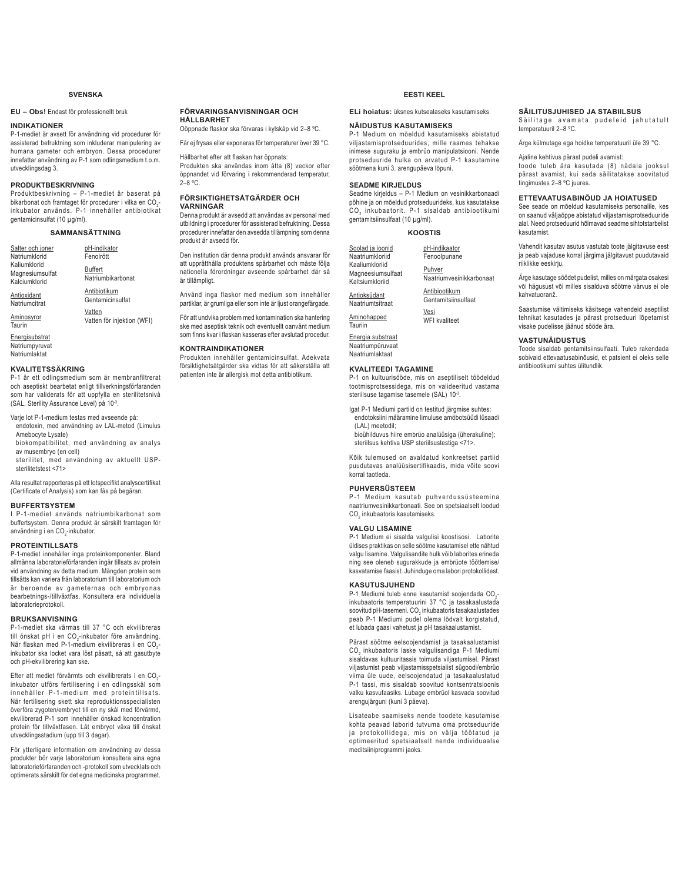## SVENSKA

**EU – Obs!** Endast för professionellt bruk

### INDIKATIONER

P-1-mediet är avsett för användning vid procedurer för assisterad befruktning som inkluderar manipulering av humana gameter och embryon. Dessa procedurer innefattar användning av P-1 som odlingsmedium t.o.m. utvecklingsdag 3.

### PRODUKTBESKRIVNING

Produktbeskrivning – P-1-mediet är baserat på bikarbonat och framtaget för procedurer i vilka en $CO_2$-inkubator används. P-1 innehåller antibiotikat gentamicinsulfat (10 µg/ml).

### SAMMANSÄTTNING

| | |
|---|---|
| Salter och joner<br>Natriumklorid<br>Kaliumklorid<br>Magnesiumsulfat<br>Kalciumklorid | pH-indikator<br>Fenolrött |
| Antioxidant<br>Natriumcitrat | Buffert<br>Natriumbikarbonat |
| Aminosyror<br>Taurin | Antibiotikum<br>Gentamicinsulfat |
| Energisubstrat<br>Natriumpyruvat<br>Natriumlaktat | Vatten<br>Vatten för injektion (WFI) |

### KVALITETSSÄKRING

P-1 är ett odlingsmedium som är membranfiltrerat och aseptiskt bearbetat enligt tillverkningsförfaranden som har validerats för att uppfylla en sterilitetsnivå (SAL, Sterility Assurance Level) på $10^{-3}$.

Varje lot P-1-medium testas med avseende på:
- endotoxin, med användning av LAL-metod (Limulus Amebocyte Lysate)
- biokompatibilitet, med användning av analys av musembryo (en cell)
- sterilitet, med användning av aktuellt USP-sterilitetstest <71>

Alla resultat rapporteras på ett lotspecifikt analyscertifikat (Certificate of Analysis) som kan fås på begäran.

### BUFFERTSYSTEM

I P-1-mediet används natriumbikarbonat som buffertsystem. Denna produkt är särskilt framtagen för användning i en $CO_2$-inkubator.

### PROTEINTILLSATS

P-1-mediet innehåller inga proteinkomponenter. Bland allmänna laboratorieförfaranden ingår tillsats av protein vid användning av detta medium. Mängden protein som tillsätts kan variera från laboratorium till laboratorium och är beroende av gameternas och embryonas bearbetnings-/tillväxtfas. Konsultera era individuella laboratorieprotokoll.

### BRUKSANVISNING

P-1-mediet ska värmas till 37 °C och ekvilibreras till önskat pH i en $CO_2$-inkubator före användning. När flaskan med P-1-medium ekvilibreras i en $CO_2$-inkubator ska locket vara löst påsatt, så att gasutbyte och pH-ekvilibrering kan ske.

Efter att mediet förvärmts och ekvilibrerats i en $CO_2$-inkubator utförs fertilisering i en odlingsskål som innehåller P-1-medium med proteintillsats. När fertilisering skett ska reproduktionsspecialisten överföra zygoten/embryot till en ny skål med förvärmd, ekvilibrerad P-1 som innehåller önskad koncentration protein för tillväxtfasen. Låt embryot växa till önskat utvecklingsstadium (upp till 3 dagar).

För ytterligare information om användning av dessa produkter bör varje laboratorium konsultera sina egna laboratorieförfaranden och -protokoll som utvecklats och optimerats särskilt för det egna medicinska programmet.

### FÖRVARINGSANVISNINGAR OCH HÅLLBARHET

Oöppnade flaskor ska förvaras i kylskåp vid 2–8 ºC.

Får ej frysas eller exponeras för temperaturer över 39 °C.

Hållbarhet efter att flaskan har öppnats:
Produkten ska användas inom åtta (8) veckor efter öppnandet vid förvaring i rekommenderad temperatur, 2–8 ºC.

### FÖRSIKTIGHETSÅTGÄRDER OCH VARNINGAR

Denna produkt är avsedd att användas av personal med utbildning i procedurer för assisterad befruktning. Dessa procedurer innefattar den avsedda tillämpning som denna produkt är avsedd för.

Den institution där denna produkt används ansvarar för att upprätthålla produktens spårbarhet och måste följa nationella förordningar avseende spårbarhet där så är tillämpligt.

Använd inga flaskor med medium som innehåller partiklar, är grumliga eller som inte är ljust orangefärgade.

För att undvika problem med kontamination ska hantering ske med aseptisk teknik och eventuellt oanvänt medium som finns kvar i flaskan kasseras efter avslutad procedur.

### KONTRAINDIKATIONER

Produkten innehåller gentamicinsulfat. Adekvata försiktighetsåtgärder ska vidtas för att säkerställa att patienten inte är allergisk mot detta antibiotikum.

## EESTI KEEL

**ELi hoiatus:** üksnes kutsealaseks kasutamiseks

### NÄIDUSTUS KASUTAMISEKS

P-1 Medium on mõeldud kasutamiseks abistatud viljastamisprotseduurides, mille raames tehakse inimese suguraku ja embrüo manipulatsiooni. Nende protseduuride hulka on arvatud P-1 kasutamine söötmena kuni 3. arengupäeva lõpuni.

### SEADME KIRJELDUS

Seadme kirjeldus – P-1 Medium on vesinikkarbonaadi põhine ja on mõeldud protseduurideks, kus kasutatakse $CO_2$ inkubaatorit. P-1 sisaldab antibiootikumi gentamitsiinsulfaat (10 µg/ml).

### KOOSTIS

| | |
|---|---|
| Soolad ja ioonid<br>Naatriumkloriid<br>Kaaliumkloriid<br>Magneesiumsulfaat<br>Kaltsiumkloriid | pH-indikaator<br>Fenoolpunane |
| Antioksüdant<br>Naatriumtsitraat | Puhver<br>Naatriumvesinikkarbonaat |
| Aminohapped<br>Tauriin | Antibiootikum<br>Gentamitsiinsulfaat |
| Energia substraat<br>Naatriumpüruvaat<br>Naatriumlaktaat | Vesi<br>WFI kvaliteet |

### KVALITEEDI TAGAMINE

P-1 on kultuurisööde, mis on aseptiliselt töödeldud tootmisprotsessidega, mis on valideeritud vastama steriilsuse tagamise tasemele (SAL) $10^{-3}$.

Igat P-1 Mediumi partiid on testitud järgmise suhtes:
- endotoksiini määramine limuluse amööbotsüüdi lüsaadi (LAL) meetodil;
- bioühilduvus hiire embrüo analüüsiga (üherakuline);
- steriilsus kehtiva USP steriilsustestiga <71>.

Kõik tulemused on avaldatud konkreetset partiid puudutavas analüüsisertifikaadis, mida võite soovi korral taotleda.

### PUHVERSÜSTEEM

P-1 Medium kasutab puhverdussüsteemina naatriumvesinikkarbonaati. See on spetsiaalselt loodud $CO_2$ inkubaatoris kasutamiseks.

### VALGU LISAMINE

P-1 Medium ei sisalda valgulisi koostisosi. Laborite üldises praktikas on selle söötme kasutamisel ette nähtud valgu lisamine. Valgulisandite hulk võib laborites erineda ning see oleneb sugurakkude ja embrüote töötlemise/kasvatamise faasist. Juhinduge oma labori protokollidest.

### KASUTUSJUHEND

P-1 Mediumi tuleb enne kasutamist soojendada $CO_2$-inkubaatoris temperatuurini 37 °C ja tasakaalustada soovitud pH-tasemeni. $CO_2$ inkubaatoris tasakaalustades peab P-1 Mediumi pudel olema lõdvalt korgistatud, et lubada gaasi vahetust ja pH tasakaalustamist.

Pärast söötme eelsoojendamist ja tasakaalustamist $CO_2$ inkubaatoris laske valgulisandiga P-1 Mediumi sisaldavas kultuuritassis toimuda viljastumisel. Pärast viljastumist peab viljastamisspetsialist sügoodi/embrüo viima üle uude, eelsoojendatud ja tasakaalustatud P-1 tassi, mis sisaldab soovitud kontsentratsioonis valku kasvufaasiks. Lubage embrüol kasvada soovitud arengujärguni (kuni 3 päeva).

Lisateabe saamiseks nende toodete kasutamise kohta peavad laborid tutvuma oma protseduuride ja protokollidega, mis on välja töötatud ja optimeeritud spetsiaalselt nende individuaalse meditsiiniprogrammi jaoks.

### SÄILITUSJUHISED JA STABIILSUS

Säilitage avamata pudeleid jahutatult temperatuuril 2–8 ºC.

Ärge külmutage ega hoidke temperatuuril üle 39 °C.

Ajaline kehtivus pärast pudeli avamist:
toode tuleb ära kasutada (8) nädala jooksul pärast avamist, kui seda säilitatakse soovitatud tingimustes 2–8 ºC juures.

### ETTEVAATUSABINÕUD JA HOIATUSED

See seade on mõeldud kasutamiseks personalile, kes on saanud väljaõppe abistatud viljastamisprotseduuride alal. Need protseduurid hõlmavad seadme sihtotstarbelist kasutamist.

Vahendit kasutav asutus vastutab toote jälgitavuse eest ja peab vajaduse korral järgima jälgitavust puudutavaid riiklikke eeskirju.

Ärge kasutage söödet pudelist, milles on märgata osakesi või hägusust või milles sisalduva söötme värvus ei ole kahvatuoranž.

Saastumise vältimiseks käsitsege vahendeid aseptilist tehnikat kasutades ja pärast protseduuri lõpetamist visake pudelisse jäänud sööde ära.

### VASTUNÄIDUSTUS

Toode sisaldab gentamitsiinsulfaati. Tuleb rakendada sobivaid ettevaatusabinõusid, et patsient ei oleks selle antibiootikumi suhtes ülitundlik.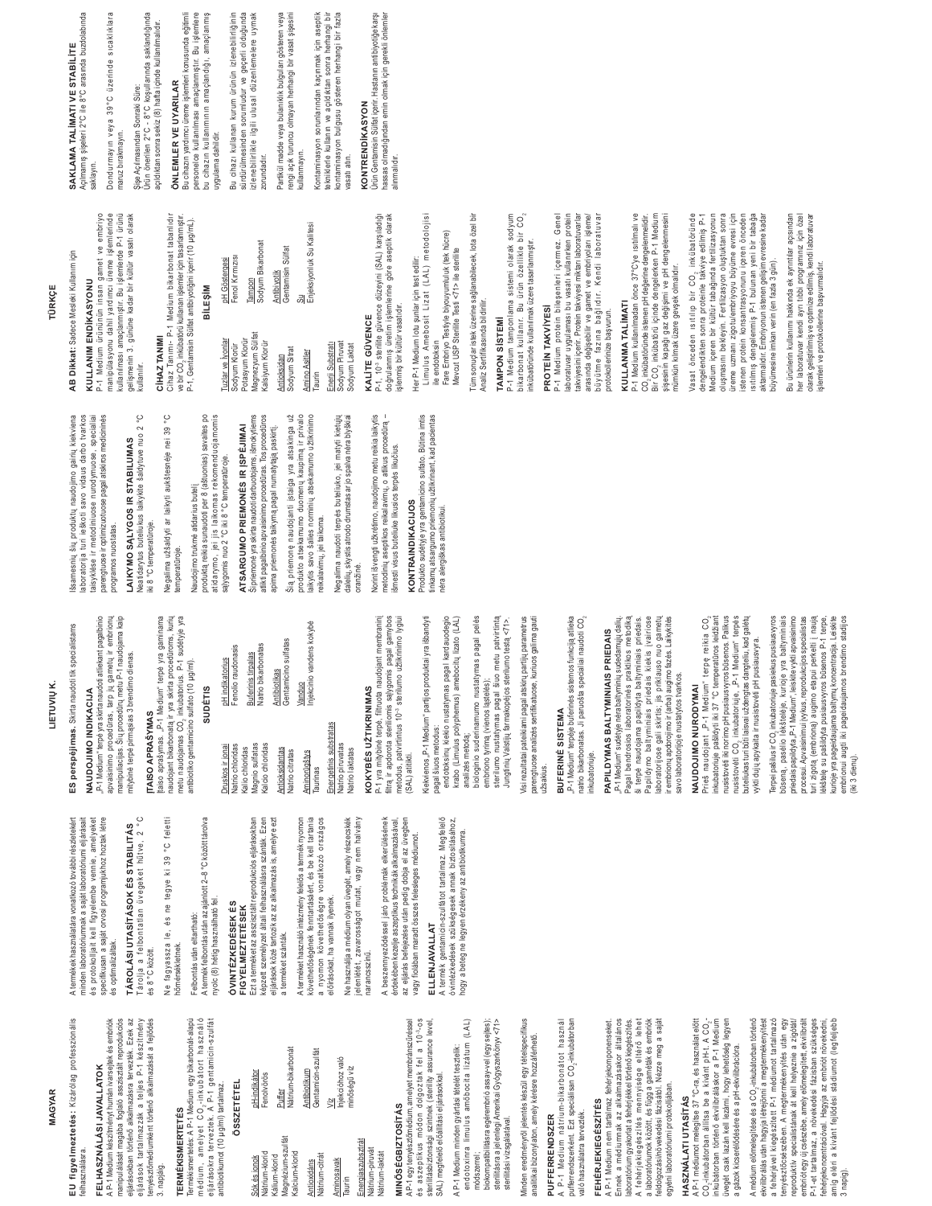# MAGYAR

**EU figyelmeztetés:** Kizárólag professzionális felhasználásra.

## FELHASZNÁLÁSI JAVALLATOK
A P-1 Medium készítmény humán ivarsejtek és embriók manipulálását magába foglaló asszisztált reproduktív eljárásokban történő alkalmazásra tervezték. Ezek az eljárások tartalmazzák a teljes P-1 készítmény tenyésztőmédiumként történő alkalmazását a fejlődés 3. napjáig.

## TERMÉKISMERTETÉS
Termékismertetés: A P-1 Medium egy bikarbonát-alapú médium, amelyet $CO_2$-inkubátort használó eljárásokra terveztek. A P-1 gentamicin-szulfát antibiotikumot (10 µg/ml) tartalmaz.

## ÖSSZETÉTEL

| | |
|---|---|
| Sók és ionok | pH-indikátor |
| Nátrium-klorid | Fenolvörös |
| Kálium-klorid | Puffer |
| Magnézium-szulfát | Nátrium-bikarbonát |
| Kalcium-klorid | |
| Antioxidáns | Antibiotikum |
| Nátrium-citrát | Gentamicin-szulfát |
| Aminosavak | Víz |
| Taurin | Injekcióhoz való minőségű víz |
| Energiaszubsztrát | |
| Nátrium-piruvát | |
| Nátrium-laktát | |

## MINŐSÉGBIZTOSÍTÁS
A P-1 egy tenyésztőmédium, amelyet membránszűréssel és aszeptikus módon dolgoztak fel a $10^{-3}$-os sterilitásbiztosítási szintnek (sterility assurance level, SAL) megfelelő eljárásokkal.

A P-1 Medium minden gyártási tételét tesztelik:
- endotoxinra limulus amőbocita lizátum (LAL) módszerrel;
- biokompatibilitásra egérembrió assay-vel (egy sejtes);
- sterilitásra a jelenlegi Amerikai Gyógyszerkönyv <71> sterilitási vizsgálatával.

Minden eredményről jelentés készül egy tételspecifikus analitikai bizonylaton, amely kérésre hozzáférhető.

## PUFFERRENDSZER
A P-1 Medium nátrium-bikarbonátot használ pufferrendszerként. Ezt speciálisan $CO_2$-inkubátorban való használatra tervezték.

## FEHÉRJEKIEGÉSZÍTÉS
A P-1 Medium nem tartalmaz fehérjekomponenseket. Általános gyakorlat a klinikai asszisztált reproduktív laboratóriumi területen a fehérjékkel történő kiegészítés. A fehérjekiegészítés mennyisége eltérő lehet a laboratóriumok között, és függ a gaméták és embriók feldolgozási/növekedési fázisától. Nézze meg a saját egyéni laboratóriumi protokolljában.

## HASZNÁLATI UTASÍTÁS
A P-1 médiumot melegítse 37 °C-ra, és használat előtt $CO_2$-inkubátorban állítsa be a kívánt pH-t. A $CO_2$-inkubátorban történő ekvilibrálás során a P-1 Medium üvegét csak lazán kell lezárni, hogy lehetséges legyen a gázok kicserélődésére és a pH-ekvilibrációra.

A médium előmelegítése és a $CO_2$-inkubátorban történő ekvilibrálás után hagyja, hogy a fehérjével kiegészített P-1 Mediumot tartalmazó tenyésztőcsészében megtörténjen a megtermékenyítés. A megtermékenyítés után egy reproduktív specialistának át kell helyeznie a zigótát/embriót egy új csészébe, amely előzetesen ekvilibrált P-1-et tartalmaz, a növekedési fázisban szükséges fehérjekoncentrációval. Hagyja az embriót növekedni, amíg eléri a kívánt fejlődési stádiumot (legfeljebb 3 napig).

A termékek használatára vonatkozó további részletekért minden laboratóriumnak a saját laboratóriumi eljárásait és protokolljait kell figyelembe vennie, amelyeket specifikusan a saját orvosi programjukhoz hoztak létre és optimalizáltak.

## TÁROLÁSI UTASÍTÁSOK ÉS STABILITÁS
Tárolja a felbontatlan üvegeket hűtve, 2 °C és 8 °C között.

Ne fagyassza le, és ne tegye ki 39 °C feletti hőmérsékletnek.

Felbontás után eltartható:
A termék felbontás után az ajánlott 2–8 °C között tárolva nyolc (8) hétig használható fel.

## ÓVINTÉZKEDÉSEK ÉS FIGYELMEZTETÉSEK
Ezt a terméket az asszisztált reproduktív eljárásokban képzett személyzet általi felhasználásra szánták. Ezen eljárások közé tartozik az az alkalmazás is, amelyre ezt a terméket szánták.

A terméket használó intézmény felelős a termék nyomon követhetőségének fenntartásáért, és be kell tartania a nyomon követhetőségre vonatkozó országos előírásokat, ha vannak ilyenek.

Ne használja a médium olyan üvegét, amely részecskék jelenlétét, zavarosságot mutat, vagy nem halvány narancsszínű.

A beszennyeződéssel járó problémák elkerülésének érdekében kezelje aszeptikus technikák alkalmazásával, az eljárás befejezése után pedig dobja el az üvegben vagy flaskában maradt összes felesleges médiumot.

## ELLENJAVALLAT
A termék gentamicin-szulfátot tartalmaz. Megfelelő óvintézkedések szükségesek annak biztosításához, hogy a beteg ne legyen érzékeny az antibiotikumra.

# LIETUVIŲ K.

**ES perspėjimas.** Skirta naudoti tik specialistams.

## NAUDOJIMO INDIKACIJA
„P-1 Medium" terpė yra skirta naudoti atliekant pagalbinio apvaisinimo procedūras, tarp jų gametų ir embrionų manipuliacijas. Šių procedūrų metu P-1 naudojama kaip mitybinė terpė pirmąsias 3 brendimo dienas.

## ĮTAISO APRAŠYMAS
Įtaiso aprašymas. „P-1 Medium" terpė yra gaminama naudojant bikarbonatą ir yra skirta procedūroms, kurių metu naudojamas $CO_2$ inkubatorius. P-1 sudėtyje yra antibiotiko gentamicino sulfato (10 µg/ml).

## SUDĖTIS

| | |
|---|---|
| Druskos ir jonai | pH indikatorius |
| Natrio chloridas | Fenolio raudonasis |
| Kalio chloridas | Buferinis tirpalas |
| Magnio sulfatas | Natrio bikarbonatas |
| Kalcio chloridas | |
| Antioksidantas | Antibiotikas |
| Natrio citratas | Gentamicino sulfatas |
| Aminorūgštys | Vanduo |
| Taurinas | Injekcinio vandens kokybė |
| Energetiniai substratai | |
| Natrio piruvatas | |
| Natrio laktatas | |

## KOKYBĖS UŽTIKRINIMAS
P-1 yra mitybinė terpė, filtruota naudojant membraninį filtrą ir apdorota aseptinėmis sąlygomis pagal gamybos metodus, patvirtintus $10^{-3}$ sterilumo užtikrinimo lygiui (SAL) atitikti.

Kiekvienos „P-1 Medium" partijos produktai yra išbandyti pagal šiuos metodus:
- endotoksinų kiekio nustatymas pagal kardauodegio krabo (Limulus polyphemus) amebocitų lizato (LAL) analizės metodą;
- biologinio suderinamumo nustatymas pagal pelės embriono tyrimą (vienos ląstelės);
- sterilumo nustatymas pagal šiuo metu patvirtintą Jungtinių Valstijų farmakopėjos sterilumo testą <71>.

Visi rezultatai pateikiami pagal atskirų partijų parametrus parengtuose analizės sertifikatuose, kuriuos galima gauti užsakius.

## BUFERINĖ SISTEMA
„P-1 Medium" terpėje buferinės sistemos funkciją atlieka natrio bikarbonatas. Ji paruošta specialiai naudoti $CO_2$ inkubatoriuje.

## PAPILDYMAS BALTYMINIAIS PRIEDAIS
„P-1 Medium" sudėtyje nėra baltyminių sudedamųjų dalių. Pagal bendrosios laboratorinės praktikos metodiką, ši terpė naudojama papildyta baltyminiais priedais. Papildymo baltyminiais priedais kiekis įvairiose laboratorijose gali skirtis; jis priklauso nuo gametų ir embrionų apdorojimo ir (arba) augimo fazės. Laikykitės savo laboratorijoje nustatytos tvarkos.

## NAUDOJIMO NURODYMAI
Prieš naudojant „P-1 Medium" terpę reikia $CO_2$ inkubatoriuje pašildyti iki 37 °C temperatūros leidžiant nusistovėti jai norimo pH pusiausvyros būsenai. Palikus nusistovėti $CO_2$ inkubatoriuje, „P-1 Medium" terpės buteliukas turi būti laisvai uždengtas dangteliu, kad galėtų vykti dujų apykaita ir nusistovėti pH pusiausvyra.

Terpei pašilus ir $CO_2$ inkubatoriuje pasiekus pusiausvyros būseną, pasėlio lėkštelėje, kurioje yra baltyminiais priedais papildyta „P-1 Medium", leiskite vykti apvaisinimo procesui. Apvaisinimui įvykus, reprodukcijos specialistas turi zigotą (embrioną) augimo etapui perkelti į naują lėkštelę su pašildyta pusiausvyros būsenos P-1 terpe, kurioje yra pageidaujama baltymų koncentracija. Leiskite embrionui augti iki pageidaujamo brendimo stadijos (iki 3 dienų).

Išsamesnių šių produktų naudojimo gairių kiekviena laboratorija turi ieškoti savo vidaus darbo tvarkos taisyklėse ir metodiniuose nurodymuose, specialiai parengtuose ir optimizuotuose pagal atskiros medicininės programos nuostatas.

## LAIKYMO SĄLYGOS IR STABILUMAS
Neatidarytus buteliukus laikykite šaldytuve nuo 2 °C iki 8 °C temperatūroje.

Negalima užšaldyti ar laikyti aukštesnėje nei 39 °C temperatūroje.

Naudojimo trukmė atidarius buteliuką:
Atidarius buteliuką, produktą reikia sunaudoti per 8 (aštuonias) savaites po atidarymo, jei jis laikomas rekomenduojamomis sąlygomis nuo 2 °C iki 8 °C temperatūroje.

## ATSARGUMO PRIEMONĖS IR ĮSPĖJIMAI
Šią priemonę yra skirta naudoti darbuotojams, išmokytiems atlikti pagalbinio apvaisinimo procedūras. Tos procedūros apima priemonės taikymą pagal numatytąją paskirtį.

Šią priemonę naudojanti įstaiga yra atsakinga už produkto atsekamumo duomenų kaupimą ir privalo laikytis savo šalies nustatytų atsekamumo užtikrinimo reikalavimų, jei taikoma.

Negalima naudoti terpės buteliuko, jei matyti kietųjų dalelių, skystis atrodo drumstas ar jo spalva nėra blyškiai oranžinė.

Norint išvengti užkrėtimo, naudojimo metu reikia laikytis aseptinių metodų reikalavimų, o atlikus procedūrą – išmesti visus buteliuke likusios terpės likučius.

## KONTRAINDIKACIJOS
Produkto sudėtyje yra gentamicino sulfato. Būtina imtis tinkamų atsargumo priemonių užtikrinant, kad pacientas nėra alergiškas antibiotikui.

# TÜRKÇE

**AB Dikkat:** Sadece Mesleki Kullanım için

## KULLANIM ENDİKASYONU
P-1 Medium ürününün insan gamet ve embriyo manipülasyonu dahil yardımcı üreme işlemlerinde kullanılması amaçlanmıştır. Bu işlemlerde P-1 ürünü gelişmenin 3. gününe kadar bir kültür vasatı olarak kullanılır.

## CİHAZ TANIMI
Cihaz Tanımı: P-1 Medium bikarbonat tabanlıdır ve bir $CO_2$ inkübatörü kullanılan işlemler için tasarlanmıştır. P-1, Gentamisin Sülfat antibiyotiğini içerir (10 µg/mL).

## BİLEŞİM

| | |
|---|---|
| Tuzlar ve İyonlar | pH Göstergesi |
| Sodyum Klorür | Fenol Kırmızısı |
| Potasyum Klorür | Tampon |
| Magnezyum Sülfat | Sodyum Bikarbonat |
| Kalsiyum Klorür | |
| Antioksidan | Antibiyotik |
| Sodyum Sitrat | Gentamisin Sülfat |
| Amino Asitler | Su |
| Taurin | Enjeksiyonluk Su Kalitesi |
| Enerji Substratı | |
| Sodyum Pruvat | |
| Sodyum Laktat | |

## KALİTE GÜVENCE
P-1, $10^{-3}$ sterilite güvence düzeyini (SAL) karşıladığı doğrulanmış üretim işlemlerine göre aseptik olarak işlenmiş bir kültür vasatıdır.

Her P-1 Medium lotu şunlar için test edilir:
- Limulus Amebosit Lizat (LAL) metodolojisi ile endotoksin
- Fare Embriyo Testiyle biyouyumluluk (tek hücre)
- Mevcut USP Sterilite Testi <71> ile sterilite

Tüm sonuçlar istek üzerine sağlanabilecek, lota özel bir Analiz Sertifikasında bildirilir.

## TAMPON SİSTEMİ
P-1 Medium tamponlama sistemi olarak sodyum bikarbonat kullanır. Bu ürün özellikle bir $CO_2$ inkübatöründe kullanılmak üzere tasarlanmıştır.

## PROTEİN TAKVİYESİ
P-1 Medium protein bileşenleri içermez. Genel laboratuvar uygulaması bu vasatı kullanırken protein takviyesini içerir. Protein takviyesi miktarı laboratuvarlar arasında değişebilir ve gamet ve embriyoları işleme/büyüme fazına bağlıdır. Kendi laboratuvar protokolünüze başvurun.

## KULLANMA TALİMATI
P-1 Medium kullanılmadan önce 37°C'ye ısıtılmalı ve $CO_2$ inkübatöründe istenen pH değerine dengelenmelidir. Bir $CO_2$ inkübatörü içinde dengelenen P-1 Medium şişesinin kapağı gaz değişimi ve pH dengelenmesini mümkün kılmak üzere gevşek olmalıdır.

Vasat önceden ısıtılıp bir $CO_2$ inkübatöründe dengelendikten sonra proteinle takviye edilmiş P-1 Medium içeren bir kültür tabağında fertilizasyonun oluşmasını bekleyin. Fertilizasyon oluştuktan sonra üreme uzmanı zigotu/embriyoyu büyüme evresi için istenen protein konsantrasyonunu içeren önceden ısıtılmış dengelenmiş P-1 bulunan yeni bir tabağa aktarmalıdır. Embriyonun istenen gelişim evresine kadar büyümesine imkan verin (en fazla 3 gün).

Bu ürünlerin kullanımı hakkında ek ayrıntılar açısından her laboratuvar kendi ayrı tıbbi programı için özel olarak geliştirilmiş ve optimize edilmiş kendi laboratuvar işlemleri ve protokollerine başvurmalıdır.

## SAKLAMA TALİMATI VE STABİLİTE
Açılmamış şişeleri 2°C ile 8°C arasında buzdolabında saklayın.

Dondurmayın veya 39°C üzerinde sıcaklıklara maruz bırakmayın.

Şişe Açılmasından Sonraki Süre:
Ürün önerilen 2°C – 8°C koşullarında saklandığında açıldıktan sonra sekiz (8) hafta içinde kullanılmalıdır.

## ÖNLEMLER VE UYARILAR
Bu cihazın yardımcı üreme işlemleri konusunda eğitimli personelce kullanılması amaçlanmıştır. Bu işlemlere bu cihazın kullanımının amaçlandığı, amaçlanmış uygulama dahildir.

Bu cihazı kullanan kurum ürünün izlenebilirliğinin sürdürülmesinden sorumludur ve geçerli olduğunda izlenebilirlikle ilgili ulusal düzenlemelere uymak zorundadır.

Partikül madde veya bulanıklık bulguları gösteren veya rengi açık turuncu olmayan herhangi bir vasat şişesini kullanmayın.

Kontaminasyon sorunlarından kaçınmak için aseptik teknikleri kullanın ve açıldıktan sonra herhangi bir kontaminasyon bulgusu gösteren herhangi bir fazla vasatı atın.

## KONTRENDİKASYON
Ürün Gentamisin Sülfat içerir. Hastanın antibiyotiğe karşı hassas olmadığından emin olmak için gerekli önlemler alınmalıdır.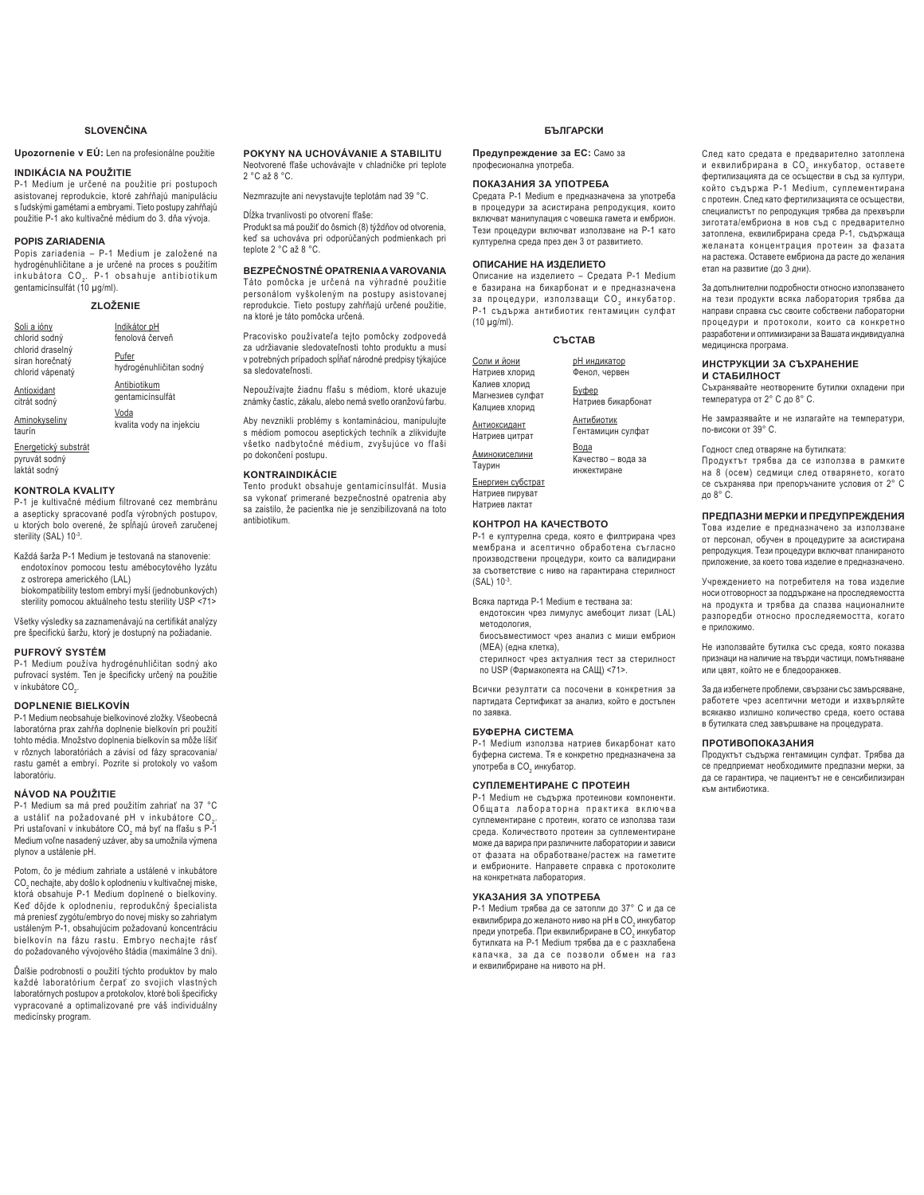## SLOVENČINA

**Upozornenie v EÚ:** Len na profesionálne použitie

### INDIKÁCIA NA POUŽITIE

P-1 Medium je určené na použitie pri postupoch asistovanej reprodukcie, ktoré zahŕňajú manipuláciu s ľudskými gamétami a embryami. Tieto postupy zahŕňajú použitie P-1 ako kultivačné médium do 3. dňa vývoja.

### POPIS ZARIADENIA

Popis zariadenia – P-1 Medium je založené na hydrogénuhličitane a je určené na proces s použitím inkubátora $CO_2$. P-1 obsahuje antibiotikum gentamicínsulfát (10 µg/ml).

### ZLOŽENIE

Soli a ióny
chlorid sodný
chlorid draselný
síran horečnatý
chlorid vápenatý

Antioxidant
citrát sodný

Aminokyseliny
taurín

Energetický substrát
pyruvát sodný
laktát sodný

Indikátor pH
fenolová červeň

Pufer
hydrogénuhličitan sodný

Antibiotikum
gentamicínsulfát

Voda
kvalita vody na injekciu

### KONTROLA KVALITY

P-1 je kultivačné médium filtrované cez membránu a asepticky spracované podľa výrobných postupov, u ktorých bolo overené, že spĺňajú úroveň zaručenej sterility (SAL) $10^{-3}$.

Každá šarža P-1 Medium je testovaná na stanovenie:
- endotoxínov pomocou testu amébocytového lyzátu z ostrorepa amerického (LAL)
- biokompatibility testom embryí myší (jednobunkových)
- sterility pomocou aktuálneho testu sterility USP <71>

Všetky výsledky sa zaznamenávajú na certifikát analýzy pre špecifickú šaržu, ktorý je dostupný na požiadanie.

### PUFROVÝ SYSTÉM

P-1 Medium používa hydrogénuhličitan sodný ako pufrovací systém. Ten je špecificky určený na použitie v inkubátore $CO_2$.

### DOPLNENIE BIELKOVÍN

P-1 Medium neobsahuje bielkovinové zložky. Všeobecná laboratórna prax zahŕňa doplnenie bielkovín pri použití tohto média. Množstvo doplnenia bielkovín sa môže líšiť v rôznych laboratóriách a závisí od fázy spracovania/rastu gamét a embryí. Pozrite si protokoly vo vašom laboratóriu.

### NÁVOD NA POUŽITIE

P-1 Medium sa má pred použitím zahriať na 37 °C a ustáliť na požadované pH v inkubátore $CO_2$. Pri ustaľovaní v inkubátore $CO_2$ má byť na fľašu s P-1 Medium voľne nasadený uzáver, aby sa umožnila výmena plynov a ustálenie pH.

Potom, čo je médium zahriate a ustálené v inkubátore $CO_2$ nechajte, aby došlo k oplodneniu v kultivačnej miske, ktorá obsahuje P-1 Medium doplnené o bielkoviny. Keď dôjde k oplodneniu, reprodukčný špecialista má preniesť zygótu/embryo do novej misky so zahriatym ustáleným P-1, obsahujúcim požadovanú koncentráciu bielkovín na fázu rastu. Embryo nechajte rásť do požadovaného vývojového štádia (maximálne 3 dni).

Ďalšie podrobnosti o použití týchto produktov by malo každé laboratórium čerpať zo svojich vlastných laboratórnych postupov a protokolov, ktoré boli špecificky vypracované a optimalizované pre váš individuálny medicínsky program.

### POKYNY NA UCHOVÁVANIE A STABILITU

Neotvorené fľaše uchovávajte v chladničke pri teplote 2 °C až 8 °C.

Nezmrazujte ani nevystavujte teplotám nad 39 °C.

Dĺžka trvanlivosti po otvorení fľaše:
Produkt sa má použiť do ôsmich (8) týždňov od otvorenia, keď sa uchováva pri odporúčaných podmienkach pri teplote 2 °C až 8 °C.

### BEZPEČNOSTNÉ OPATRENIA A VAROVANIA

Táto pomôcka je určená na výhradné použitie personálom vyškoleným na postupy asistovanej reprodukcie. Tieto postupy zahŕňajú určené použitie, na ktoré je táto pomôcka určená.

Pracovisko používateľa tejto pomôcky zodpovedá za udržiavanie sledovateľnosti tohto produktu a musí v potrebných prípadoch spĺňať národné predpisy týkajúce sa sledovateľnosti.

Nepoužívajte žiadnu fľašu s médiom, ktoré ukazuje známky častíc, zákalu, alebo nemá svetlo oranžovú farbu.

Aby nevznikli problémy s kontamináciou, manipulujte s médiom pomocou aseptických techník a zlikvidujte všetko nadbytočné médium, zvyšujúce vo fľaši po dokončení postupu.

### KONTRAINDIKÁCIE

Tento produkt obsahuje gentamicínsulfát. Musia sa vykonať primerané bezpečnostné opatrenia aby sa zaistilo, že pacientka nie je senzibilizovaná na toto antibiotikum.

## БЪЛГАРСКИ

**Предупреждение за ЕС:** Само за професионална употреба.

### ПОКАЗАНИЯ ЗА УПОТРЕБА

Средата P-1 Medium е предназначена за употреба в процедури за асистирана репродукция, които включват манипулация с човешка гамета и ембрион. Тези процедури включват използване на P-1 като културелна среда през ден 3 от развитието.

### ОПИСАНИЕ НА ИЗДЕЛИЕТО

Описание на изделието – Средата P-1 Medium е базирана на бикарбонат и е предназначена за процедури, използващи $CO_2$ инкубатор. P-1 съдържа антибиотик гентамицин сулфат (10 µg/ml).

### СЪСТАВ

Соли и йони
Натриев хлорид
Калиев хлорид
Магнезиев сулфат
Калциев хлорид

Антиоксидант
Натриев цитрат

Аминокиселини
Таурин

Енергиен субстрат
Натриев пируват
Натриев лактат

pH индикатор
Фенол, червен

Буфер
Натриев бикарбонат

Антибиотик
Гентамицин сулфат

Вода
Качество – вода за инжектиране

### КОНТРОЛ НА КАЧЕСТВОТО

P-1 е културелна среда, която е филтрирана чрез мембрана и асептично обработена съгласно производствени процедури, които са валидирани за съответствие с ниво на гарантирана стерилност (SAL) $10^{-3}$.

Всяка партида P-1 Medium е тествана за:
- ендотоксин чрез лимулус амебоцит лизат (LAL) методология,
- биосъвместимост чрез анализ с миши ембрион (MEA) (една клетка),
- стерилност чрез актуалния тест за стерилност по USP (Фармакопеята на САЩ) <71>.

Всички резултати са посочени в конкретния за партидата Сертификат за анализ, който е достъпен по заявка.

### БУФЕРНА СИСТЕМА

P-1 Medium използва натриев бикарбонат като буферна система. Тя е конкретно предназначена за употреба в $CO_2$ инкубатор.

### СУПЛЕМЕНТИРАНЕ С ПРОТЕИН

P-1 Medium не съдържа протеинови компоненти. Общата лабораторна практика включва суплементиране с протеин, когато се използва тази среда. Количеството протеин за суплементиране може да варира при различните лаборатории и зависи от фазата на обработване/растеж на гаметите и ембрионите. Направете справка с протоколите на конкретната лаборатория.

### УКАЗАНИЯ ЗА УПОТРЕБА

P-1 Medium трябва да се затопли до 37° C и да се еквилибрира до желаното ниво на pH в $CO_2$ инкубатор преди употреба. При еквилибриране в $CO_2$ инкубатор бутилката на P-1 Medium трябва да е с разхлабена капачка, за да се позволи обмен на газ и еквилибриране на нивото на pH.

След като средата е предварително затоплена и еквилибрирана в $CO_2$ инкубатор, оставете фертилизацията да се осъществи в съд за култури, който съдържа P-1 Medium, суплементирана с протеин. След като фертилизацията се осъществи, специалистът по репродукция трябва да прехвърли зиготата/ембриона в нов съд с предварително затоплена, еквилибрирана среда P-1, съдържаща желаната концентрация протеин за фазата на растежа. Оставете ембриона да расте до желания етап на развитие (до 3 дни).

За допълнителни подробности относно използването на тези продукти всяка лаборатория трябва да направи справка със своите собствени лабораторни процедури и протоколи, които са конкретно разработени и оптимизирани за Вашата индивидуална медицинска програма.

### ИНСТРУКЦИИ ЗА СЪХРАНЕНИЕ И СТАБИЛНОСТ

Съхранявайте неотворените бутилки охладени при температура от 2° C до 8° C.

Не замразявайте и не излагайте на температури, по-високи от 39° C.

Годност след отваряне на бутилката:
Продуктът трябва да се използва в рамките на 8 (осем) седмици след отварянето, когато се съхранява при препоръчаните условия от 2° C до 8° C.

### ПРЕДПАЗНИ МЕРКИ И ПРЕДУПРЕЖДЕНИЯ

Това изделие е предназначено за използване от персонал, обучен в процедурите за асистирана репродукция. Тези процедури включват планираното приложение, за което това изделие е предназначено.

Учреждението на потребителя на това изделие носи отговорност за поддържане на проследяемостта на продукта и трябва да спазва националните разпоредби относно проследяемостта, когато е приложимо.

Не използвайте бутилка със среда, която показва признаци на наличие на твърди частици, помътняване или цвят, който не е бледооранжев.

За да избегнете проблеми, свързани със замърсяване, работете чрез асептични методи и изхвърляйте всякакво излишно количество среда, което остава в бутилката след завършване на процедурата.

### ПРОТИВОПОКАЗАНИЯ

Продуктът съдържа гентамицин сулфат. Трябва да се предприемат необходимите предпазни мерки, за да се гарантира, че пациентът не е сенсибилизиран към антибиотика.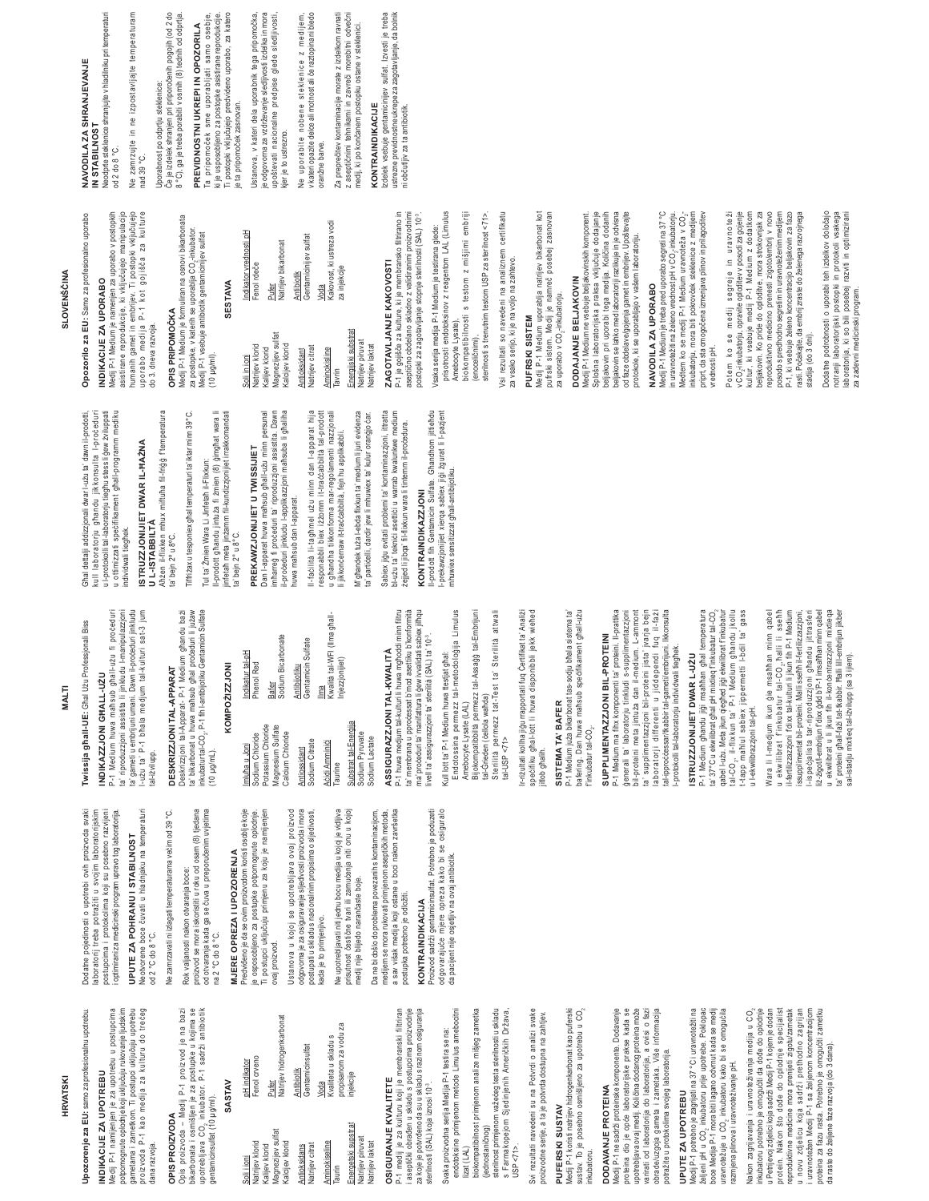# HRVATSKI

**Upozorenja za EU:** samo za profesionalnu upotrebu.

## INDIKACIJE ZA UPOTREBU

Medij P-1 namijenjen je za upotrebu u postupcima potpomognute oplodnje koji uključuju rukovanje ljudskim gametama i zamecima. Ti postupci uključuju upotrebu proizvoda P-1 kao medija za kulturu do trećeg dana razvoja.

## OPIS PROIZVODA

Opis proizvoda – Medij P-1 proizvod je na bazi bikarbonata i osmišljen je za postupke u kojima se upotrebljava $CO_2$ inkubator. P-1 sadrži antibiotik gentamicinsulfat (10 µg/mL).

### SASTAV

| | |
|---|---|
| Soli i ioni | pH indikator |
| Natrijev klorid | Fenol crveno |
| Kalijev klorid | |
| Magnezijev sulfat | Pufer |
| Kalcijev klorid | Natrijev hidrogenkarbonat |
| Antioksidans | Antibiotik |
| Natrijev citrat | Gentamicinsulfat |
| Aminokiseline | Voda |
| Taurin | Kvaliteta u skladu s propisanom za vodu za injekcije |
| Energetski supstrat | |
| Natrijev piruvat | |
| Natrijev laktat | |

## OSIGURANJE KVALITETE

P-1 medij je za kulturu koji je membranski filtriran i aseptički obrađen u skladu s postupcima proizvodnje za koje je potvrđeno da su u skladu s razinom osiguranja sterilnosti (SAL) koja iznosi $10^{-3}$.

Svaka proizvodna serija Medija P-1 testira se na:
- endotoksine primjenom metode Limulus amebocitni lizat (LAL)
- biokompatibilnost primjenom analize mišjeg zametka (jednostaničnog)
- sterilnost primjenom važećeg testa sterilnosti u skladu s Farmakopejom Sjedinjenih Američkih Država, USP <71>.

Svi rezultati navedeni su na Potvrdi o analizi svake proizvodne serije, a ta je potvrda dostupna na zahtjev.

## PUFERSKI SUSTAV

Medij P-1 koristi natrijev hidrogenkarbonat kao puferski sustav. To je posebno osmišljeno za upotrebu u $CO_2$ inkubatoru.

## DODAVANJE PROTEINA

Medij P-1 ne sadrži proteinske komponente. Dodavanje proteina dio je opće laboratorijske prakse kada se upotrebljava ovaj medij. Količina dodanog proteina može varirati od laboratorija do laboratorija, a ovisi o fazi obrade/uzgoja gameta i zametaka. Više informacija potražite u protokolima svojeg laboratorija.

## UPUTE ZA UPOTREBU

Medij P-1 potrebno je zagrijati na 37 °C i uravnotežiti na željeni pH u $CO_2$ inkubatoru prije upotrebe. Poklopac boce Medija P-1 mora biti lagano odvrnut kada se medij uravnotežuje u $CO_2$ inkubatoru kako bi se omogućila razmjena plinova i uravnoteživanje pH.

Nakon zagrijavanja i uravnoteživanja medija u $CO_2$ inkubatoru potrebno je omogućiti da dođe do oplodnje u Petrijevoj zdjelici koja sadrži Medij P-1 kojemu je dodan protein. Nakon što dođe do oplodnje specijalist u reproduktivne medicine mora prenijeti zigotu/zametak u novu zdjelicu koja sadrži prethodno zagrijan i uravnotežen Medij P-1 sa željenom koncentracijom proteina za fazu rasta. Potrebno je omogućiti zametku da raste do željene faze razvoja (do 3 dana).

Dodatne pojedinosti o upotrebi ovih proizvoda svaki laboratorij treba potražiti u svojim laboratorijskim postupcima i protokolima koji su posebno razvijeni i optimizirani za medicinski program upravo tog laboratorija.

## UPUTE ZA POHRANU I STABILNOST

Neotvorene boce čuvati u hladnjaku na temperaturi od 2 °C do 8 °C.

Ne zamrzavati ni izlagati temperaturama većim od 39 °C.

Rok valjanosti nakon otvaranja boce:
proizvod se mora iskoristiti u roku od osam (8) tjedana od otvaranja kada se čuva u preporučenim uvjetima na 2 °C do 8 °C.

## MJERE OPREZA I UPOZORENJA

Predviđeno je da se ovim proizvodom koristi osoblje koje je osposobljeno za postupke potpomognute oplodnje. Ti postupci uključuju primjenu za koju je namijenjen ovaj proizvod.

Ustanova u kojoj se upotrebljava ovaj proizvod odgovorna je za osiguravanje sljedivosti proizvoda i mora postupati u skladu s važećim nacionalnim propisima o sljedivosti, kada je to primjenjivo.

Ne upotrebljavati nijednu bocu medija u kojoj je vidljiva prisutnost čestica ili koji je zamućen ili onu u kojoj medij nije blijedo narančaste boje.

Da ne bi došlo do problema povezanih s kontaminacijom, medijem se mora rukovati primjenom aseptičkih metoda, a sav višak medija koji ostane u boci nakon završetka postupka potrebno je odložiti.

## KONTRAINDIKACIJA

Proizvod sadrži gentamicinsulfat. Potrebno je poduzeti odgovarajuće mjere opreza kako bi se osiguralo da pacijent nije osjetljiv na ovaj antibiotik.

# MALTI

**Twissija għall-UE:** Għal Użu Professjonali Biss

## INDIKAZZJONI GĦALL-UŻU

P-1 Medium huwa maħsub għall-użu fi proċeduri ta' riproduzzjoni assistita li jinkludu l-manipulazzjoni ta' gameti u embrijuni umani. Dawn il-proċeduri jinkludu l-użu ta' P-1 bħala medjum tal-kultura sat-3 jum tal-iżvilupp.

## DESKRIZZJONI TAL-APPARAT

Deskrizzjoni tal-Apparat: P-1 Medium għandu bażi ta' bikarbonat u huwa maħsub għal proċeduri li jużaw inkubatur tal-$CO_2$. P-1 fih l-antibijotiku Gentamicin Sulfate (10 µg/mL).

### KOMPOŻIZZJONI

| | |
|---|---|
| Imluħa u Jonji | Indikatur tal-pH |
| Sodium Chloride | Phenol Red |
| Potassium Chloride | |
| Magnesium Sulfate | Bafer |
| Calcium Chloride | Sodium Bicarbonate |
| Antiossidant | Antibijotiku |
| Sodium Citrate | Gentamicin Sulfate |
| Aċidi Amminiċi | Ilma |
| Taurine | Kwalità tal-WFI (Ilma għall-Injezzjonijiet) |
| Substrat tal-Enerġija | |
| Sodium Pyruvate | |
| Sodium Lactate | |

## ASSIGURAZZJONI TAL-KWALITÀ

P-1 huwa medjum tal-kultura li huwa mgħoddi minn filtru ta' membrana u pproċessat b'mod asettiku b'konformità ma' proċeduri tal-manifattura li ġew ivvalidati sabiex jilħqu livell ta' assigurazzjoni ta' sterilità (SAL) ta' $10^{-3}$.

Kull lott ta' P-1 Medium huwa ttestjat għal:
- Endotossina permezz tal-metodoloġija Limulus Amebocyte Lysate (LAL)
- Bijokompatibbiltà permezz tal-Assagġ tal-Embrijuni tal-Ġrieden (ċellola waħda)
- Sterilità permezz tat-Test ta' Sterilità attwali tal-USP <71>

Ir-riżultati kollha jiġu rrappurtati fuq Ċertifikat ta' Analiżi speċifiku għal-lott li huwa disponibbli jekk wieħed jitlob għalih.

## SISTEMA TA' BAFER

P-1 Medium juża bikarbonat tas-sodju bħala sistema ta' bafering. Dan huwa maħsub speċifikament għall-użu f'inkubatur tal-$CO_2$.

## SUPPLIMENTAZZJONI BIL-PROTEINI

P-1 Medium ma fihx komponenti ta' proteini. Il-prattika ġenerali tal-laboratorju tinkludi s-supplimentazzjoni bil-proteini meta jintuża dan il-medjum. L-ammont ta' supplimentazzjoni bil-proteini jista' jvarja bejn laboratorji differenti u jiddependi fuq il-fażi tal-ipproċessar/kkabbir tal-gameti/embrijuni. Ikkonsulta l-protokolli tal-laboratorju individwali tiegħek.

## ISTRUZZJONIJIET DWAR L-UŻU

P-1 Medium għandu jiġi msaħħan għal temperatura ta' 37 °C u ekwilibrat għal pH mixtieq f'inkubatur tal-$CO_2$ qabel l-użu. Meta jkun qiegħed jiġi ekwilibrat f'inkubatur tal-$CO_2$, il-flixkun ta' P-1 Medium għandu jkollu t-tapp maħlul sabiex jippermetti l-bdil ta' gass u l-ekwilibrazzjoni tal-pH.

Wara li l-medjum ikun ġie msaħħan minn qabel u ekwilibrat f'inkubatur tal-$CO_2$, ħalli li sseħħ il-fertilizzazzjoni f'dixx tal-kultura li jkun fih P-1 Medium issupplimentat bil-proteini. Malli sseħħ il-fertilizzazzjoni, l-ispeċjalista tar-riproduzzjoni għandu jittrasferixxi ż-żigot/l-embrijun f'dixx ġdid ta' P-1 imsaħħan minn qabel u ekwilibrat li jkun fih il-konċentrazzjoni mixtieqa ta' proteini għall-fażi tat-tkabbir. Ħalli lill-embrijun jikber sal-istadju mixtieq tal-iżvilupp (sa 3 ijiem).

Għal dettalji addizzjonali dwar l-użu ta' dawn il-prodotti, kull laboratorju għandu jikkonsulta il-proċeduri u l-protokolli tal-laboratorju tiegħu stess li ġew żviluppati u ottimizzati speċifikament għall-programm mediku individwali tiegħek.

## ISTRUZZJONIJIET DWAR IL-ĦAŻNA U L-ISTABBILTÀ

Aħżen il-flixken mhux miftuħa fil-friġġ f'temperatura ta' bejn 2° u 8°C.

Tiffriżax u tesponix għal temperaturi ta' iktar minn 39°C.

Tul ta' Żmien Wara Li Jinfetaħ il-Flixkun:
Il-prodott għandu jintuża fi żmien (8) ġimgħat wara li jinfetaħ meta jinżamm fil-kundizzjonijiet irrakkomandati ta' bejn 2° u 8°C.

## PREKAWZJONIJIET U TWISSIJIET

Dan l-apparat huwa maħsub għall-użu minn persunal imħarreġ fi proċeduri ta' riproduzzjoni assistita. Dawn il-proċeduri jinkludu l-applikazzjoni maħsuba li għaliha huwa maħsub dan l-apparat.

Il-faċilità li tagħmel użu minn dan l-apparat hija responsabbli biex iżżomm it-traċċabbiltà tal-prodott u għandha tikkonforma mar-regolamenti nazzjonali li jikkonċernaw it-traċċabbiltà, fejn hu applikabbli.

M'għandek tuża l-ebda flixkun ta' medium li juri evidenza ta' partiċelli, dardir jew li mhuwiex ta' kulur oranġjo ċar.

Sabiex jiġu evitati problemi ta' kontaminazzjoni, ittratta bi-użu ta' tekniċi asettiċi u warrab kwalunkwe medium żejjed li jibqa' fil-flixkun wara li tintemm il-proċedura.

## KONTRAINDIKAZZJONI

Il-prodott fih Gentamicin Sulfate. Għandhom jittieħdu l-prekawzjonijiet xierqa sabiex jiġi żgurat li l-pazjent mhuwiex sensittiv għal dan l-antibijotiku.

# SLOVENŠČINA

**Opozorilo za EU:** Samo za profesionalno uporabo

## INDIKACIJE ZA UPORABO

Medij P-1 Medium je namenjen za uporabo v postopkih asistirane reprodukcije, ki vključujejo manipulacijo humanih gamet in embrijev. Ti postopki vključujejo uporabo medija P-1 kot gojišča za kulture do 3. dneva razvoja.

## OPIS PRIPOMOČKA

Medij P-1 Medium je formuliran na osnovi bikarbonata za postopke, v katerih se uporablja $CO_2$-inkubator. Medij P-1 vsebuje antibiotik gentamicijev sulfat (10 µg/mL).

### SESTAVA

| | |
|---|---|
| Soli in ioni | Indikator vrednosti pH |
| Natrijev klorid | Fenol rdeče |
| Kalijev klorid | |
| Magnezijev sulfat | Pufer |
| Kalcijev klorid | Natrijev bikarbonat |
| Antioksidant | Antibiotik |
| Natrijev citrat | Gentamicijev sulfat |
| Aminokisline | Voda |
| Tavrin | Kakovost, ki ustreza vodi za injekcije |
| Energijski substrat | |
| Natrijev piruvat | |
| Natrijev laktat | |

## ZAGOTAVLJANJE KAKOVOSTI

P-1 je gojišče za kulture, ki je membransko filtrirano in aseptično obdelano skladno z validiranimi proizvodnimi postopki za zagotavljanje stopnje sterilnosti (SAL) $10^{-3}$.

Vsaka serija medija P-1 Medium je testirana glede:
- prisotnosti endotoksinov z reagentom LAL (Limulus Amebocyte Lysate),
- biokompatibilnosti s testom z mišjimi embriji (enoceličnimi),
- sterilnosti s trenutnim testom USP za sterilnost <71>.

Vsi rezultati so navedeni na analiznem certifikatu za vsako serijo, ki je na voljo na zahtevo.

## PUFRSKI SISTEM

Medij P-1 Medium uporablja natrijev bikarbonat kot pufrski sistem. Medij je namreč posebej zasnovan za uporabo v $CO_2$-inkubatorju.

## DODAJANJE BELJAKOVIN

Medij P-1 Medium ne vsebuje beljakovinskih komponent. Splošna laboratorijska praksa vključuje dodajanje beljakovin ob uporabi tega medija. Količina dodanih beljakovin se lahko med laboratoriji razlikuje in je odvisna od faze obdelave/gojenja gamet in embrijev. Upoštevajte protokole, ki se uporabljajo v vašem laboratoriju.

## NAVODILA ZA UPORABO

Medij P-1 Medium je treba pred uporabo segreti na 37 °C in uravnotežiti na želeno vrednost pH v $CO_2$-inkubatorju. Medtem ko se medij P-1 Medium uravnoteža v $CO_2$-inkubatorju, mora biti pokrovček steklenice z medijem priprt, da sta omogočena izmenjava plinov in prilagoditev vrednosti pH.

Potem ko se medij segreje in uravnoteži v $CO_2$-inkubatorju, opravite oploditev v posodi za gojenje kultur, ki vsebuje medij P-1 Medium z dodatkom beljakovin. Ko pride do oploditve, mora strokovnjak za reproduktivno medicino prenesti zigoto/embrij v novo posodo s predhodno segretim in uravnoteženim medijem P-1, ki vsebuje želeno koncentracijo beljakovin za fazo rasti. Počakajte, da embrij zraste do želenega razvojnega stadija (do 3 dni).

Dodatne podrobnosti o uporabi teh izdelkov določajo notranji laboratorijski postopki in protokoli vsakega laboratorija, ki so bili posebej razviti in optimizirani za zadevni medicinski program.

## NAVODILA ZA SHRANJEVANJE IN STABILNOST

Neodprte steklenice shranjujte v hladilniku pri temperaturi od 2 do 8 °C.

Ne zamrzujte in ne izpostavljajte temperaturam nad 39 °C.

Uporabnost po odprtju steklenice:
Če je izdelek shranjen pri priporočenih pogojih (od 2 do 8 °C), ga je treba porabiti v osmih (8) tednih od odprtja.

## PREVIDNOSTNI UKREPI IN OPOZORILA

Ta pripomoček sme uporabljati samo osebje, ki je usposobljeno za postopke asistirane reprodukcije. Ti postopki vključujejo predvideno uporabo, za katero je ta pripomoček zasnovan.

Ustanova, v kateri dela uporabnik tega pripomočka, je odgovorna za vzdrževanje sledljivosti izdelka in mora upoštevati nacionalne predpise glede sledljivosti, kjer je to ustrezno.

Ne uporabite nobene steklenice z medijem, v kateri opazite delce ali motnost ali če raztopina ni bledo oranžne barve.

Za preprečitev težav s kontaminacijo morate z izdelkom ravnati z aseptičnimi tehnikami in zavreči morebitni odvečni medij, ki po končanem postopku ostane v steklenici.

## KONTRAINDIKACIJE

Izdelek vsebuje gentamicijev sulfat. Izvesti je treba ustrezne previdnostne ukrepe za zagotavljanje, da bolnik ni občutljiv za ta antibiotik.